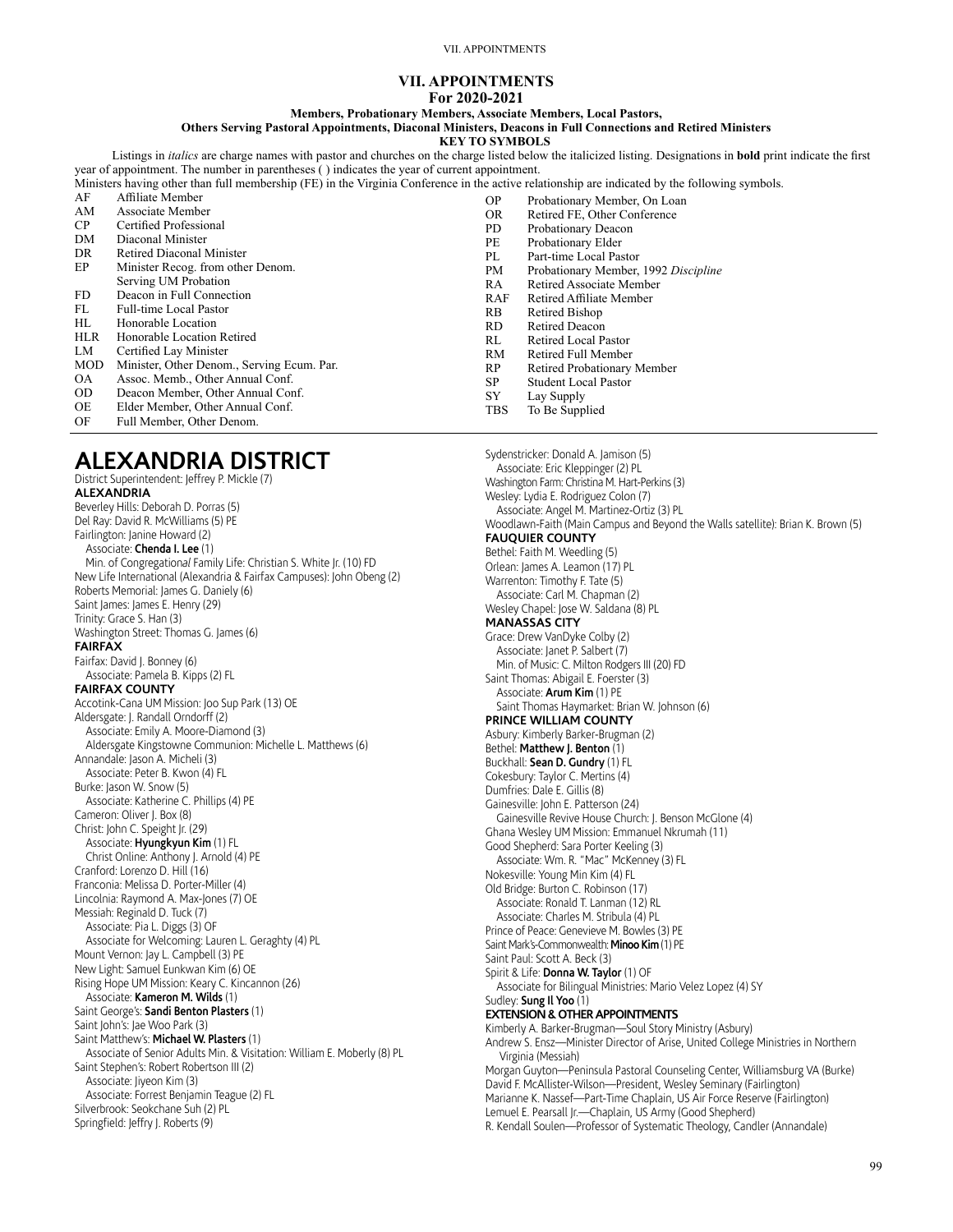# VII. APPOINTMENTS

## For 2020-2021

**Members, Probationary Members, Associate Members, Local Pastors,**
**Others Serving Pastoral Appointments, Diaconal Ministers, Deacons in Full Connections and Retired Ministers**

**KEY TO SYMBOLS**

Listings in *italics* are charge names with pastor and churches on the charge listed below the italicized listing. Designations in **bold** print indicate the first year of appointment. The number in parentheses ( ) indicates the year of current appointment.

Ministers having other than full membership (FE) in the Virginia Conference in the active relationship are indicated by the following symbols.

| Symbol | Meaning |
|---|---|
| AF | Affiliate Member |
| AM | Associate Member |
| CP | Certified Professional |
| DM | Diaconal Minister |
| DR | Retired Diaconal Minister |
| EP | Minister Recog. from other Denom. Serving UM Probation |
| FD | Deacon in Full Connection |
| FL | Full-time Local Pastor |
| HL | Honorable Location |
| HLR | Honorable Location Retired |
| LM | Certified Lay Minister |
| MOD | Minister, Other Denom., Serving Ecum. Par. |
| OA | Assoc. Memb., Other Annual Conf. |
| OD | Deacon Member, Other Annual Conf. |
| OE | Elder Member, Other Annual Conf. |
| OF | Full Member, Other Denom. |
| OP | Probationary Member, On Loan |
| OR | Retired FE, Other Conference |
| PD | Probationary Deacon |
| PE | Probationary Elder |
| PL | Part-time Local Pastor |
| PM | Probationary Member, 1992 *Discipline* |
| RA | Retired Associate Member |
| RAF | Retired Affiliate Member |
| RB | Retired Bishop |
| RD | Retired Deacon |
| RL | Retired Local Pastor |
| RM | Retired Full Member |
| RP | Retired Probationary Member |
| SP | Student Local Pastor |
| SY | Lay Supply |
| TBS | To Be Supplied |

# ALEXANDRIA DISTRICT

District Superintendent: Jeffrey P. Mickle (7)

**ALEXANDRIA**

Beverley Hills: Deborah D. Porras (5)
Del Ray: David R. McWilliams (5) PE
Fairlington: Janine Howard (2)
  Associate: **Chenda I. Lee** (1)
  Min. of Congregational Family Life: Christian S. White Jr. (10) FD
New Life International (Alexandria & Fairfax Campuses): John Obeng (2)
Roberts Memorial: James G. Daniely (6)
Saint James: James E. Henry (29)
Trinity: Grace S. Han (3)
Washington Street: Thomas G. James (6)

**FAIRFAX**

Fairfax: David J. Bonney (6)
  Associate: Pamela B. Kipps (2) FL

**FAIRFAX COUNTY**

Accotink-Cana UM Mission: Joo Sup Park (13) OE
Aldersgate: J. Randall Orndorff (2)
  Associate: Emily A. Moore-Diamond (3)
  Aldersgate Kingstowne Communion: Michelle L. Matthews (6)
Annandale: Jason A. Micheli (3)
  Associate: Peter B. Kwon (4) FL
Burke: Jason W. Snow (5)
  Associate: Katherine C. Phillips (4) PE
Cameron: Oliver J. Box (8)
Christ: John C. Speight Jr. (29)
  Associate: **Hyungkyun Kim** (1) FL
  Christ Online: Anthony J. Arnold (4) PE
Cranford: Lorenzo D. Hill (16)
Franconia: Melissa D. Porter-Miller (4)
Lincolnia: Raymond A. Max-Jones (7) OE
Messiah: Reginald D. Tuck (7)
  Associate: Pia L. Diggs (3) OF
  Associate for Welcoming: Lauren L. Geraghty (4) PL
Mount Vernon: Jay L. Campbell (3) PE
New Light: Samuel Eunkwan Kim (6) OE
Rising Hope UM Mission: Keary C. Kincannon (26)
  Associate: **Kameron M. Wilds** (1)
Saint George's: **Sandi Benton Plasters** (1)
Saint John's: Jae Woo Park (3)
Saint Matthew's: **Michael W. Plasters** (1)
  Associate of Senior Adults Min. & Visitation: William E. Moberly (8) PL
Saint Stephen's: Robert Robertson III (2)
  Associate: Jiyeon Kim (3)
  Associate: Forrest Benjamin Teague (2) FL
Silverbrook: Seokchane Suh (2) PL
Springfield: Jeffry J. Roberts (9)
Sydenstricker: Donald A. Jamison (5)
  Associate: Eric Kleppinger (2) PL
Washington Farm: Christina M. Hart-Perkins (3)
Wesley: Lydia E. Rodriguez Colon (7)
  Associate: Angel M. Martinez-Ortiz (3) PL
Woodlawn-Faith (Main Campus and Beyond the Walls satellite): Brian K. Brown (5)

**FAUQUIER COUNTY**

Bethel: Faith M. Weedling (5)
Orlean: James A. Leamon (17) PL
Warrenton: Timothy F. Tate (5)
  Associate: Carl M. Chapman (2)
Wesley Chapel: Jose W. Saldana (8) PL

**MANASSAS CITY**

Grace: Drew VanDyke Colby (2)
  Associate: Janet P. Salbert (7)
  Min. of Music: C. Milton Rodgers III (20) FD
Saint Thomas: Abigail E. Foerster (3)
  Associate: **Arum Kim** (1) PE
  Saint Thomas Haymarket: Brian W. Johnson (6)

**PRINCE WILLIAM COUNTY**

Asbury: Kimberly Barker-Brugman (2)
Bethel: **Matthew J. Benton** (1)
Buckhall: **Sean D. Gundry** (1) FL
Cokesbury: Taylor C. Mertins (4)
Dumfries: Dale E. Gillis (8)
Gainesville: John E. Patterson (24)
  Gainesville Revive House Church: J. Benson McGlone (4)
Ghana Wesley UM Mission: Emmanuel Nkrumah (11)
Good Shepherd: Sara Porter Keeling (3)
  Associate: Wm. R. "Mac" McKenney (3) FL
Nokesville: Young Min Kim (4) FL
Old Bridge: Burton C. Robinson (17)
  Associate: Ronald T. Lanman (12) RL
  Associate: Charles M. Stribula (4) PL
Prince of Peace: Genevieve M. Bowles (3) PE
Saint Mark's-Commonwealth: **Minoo Kim** (1) PE
Saint Paul: Scott A. Beck (3)
Spirit & Life: **Donna W. Taylor** (1) OF
  Associate for Bilingual Ministries: Mario Velez Lopez (4) SY
Sudley: **Sung Il Yoo** (1)

**EXTENSION & OTHER APPOINTMENTS**

Kimberly A. Barker-Brugman—Soul Story Ministry (Asbury)
Andrew S. Ensz—Minister Director of Arise, United College Ministries in Northern Virginia (Messiah)
Morgan Guyton—Peninsula Pastoral Counseling Center, Williamsburg VA (Burke)
David F. McAllister-Wilson—President, Wesley Seminary (Fairlington)
Marianne K. Nassef—Part-Time Chaplain, US Air Force Reserve (Fairlington)
Lemuel E. Pearsall Jr.—Chaplain, US Army (Good Shepherd)
R. Kendall Soulen—Professor of Systematic Theology, Candler (Annandale)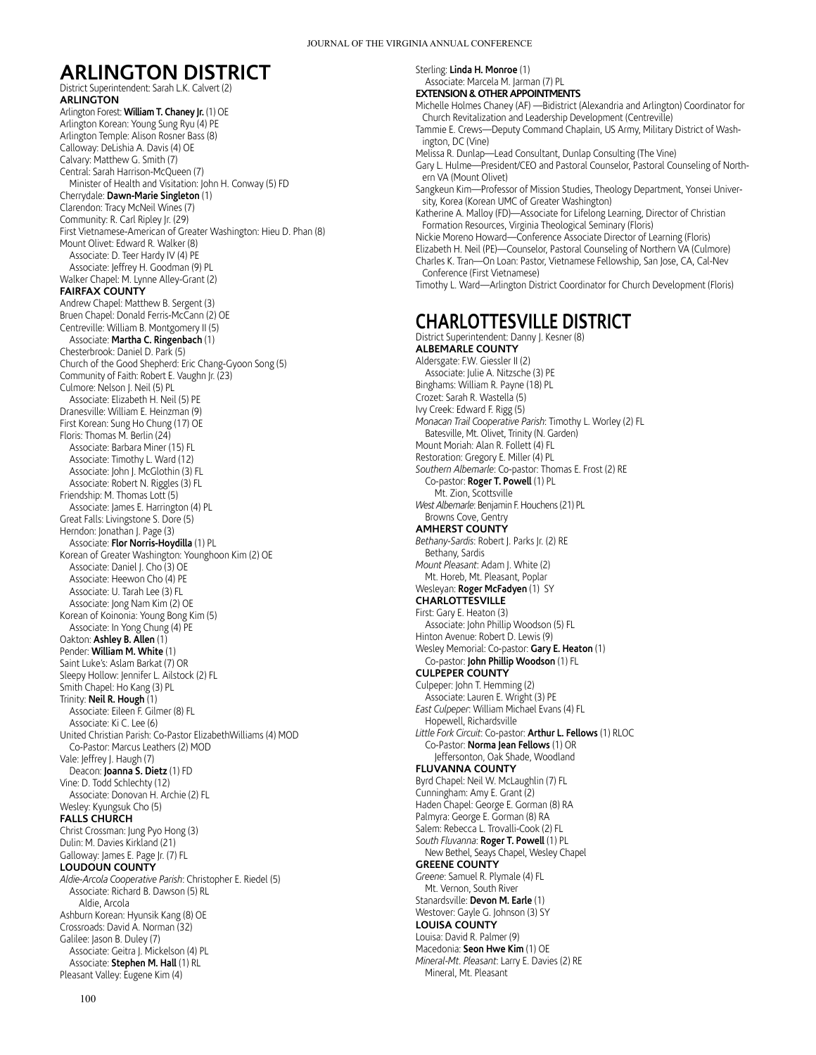# ARLINGTON DISTRICT

District Superintendent: Sarah L.K. Calvert (2)

**ARLINGTON**

Arlington Forest: **William T. Chaney Jr.** (1) OE
Arlington Korean: Young Sung Ryu (4) PE
Arlington Temple: Alison Rosner Bass (8)
Calloway: DeLishia A. Davis (4) OE
Calvary: Matthew G. Smith (7)
Central: Sarah Harrison-McQueen (7)
  Minister of Health and Visitation: John H. Conway (5) FD
Cherrydale: **Dawn-Marie Singleton** (1)
Clarendon: Tracy McNeil Wines (7)
Community: R. Carl Ripley Jr. (29)
First Vietnamese-American of Greater Washington: Hieu D. Phan (8)
Mount Olivet: Edward R. Walker (8)
  Associate: D. Teer Hardy IV (4) PE
  Associate: Jeffrey H. Goodman (9) PL
Walker Chapel: M. Lynne Alley-Grant (2)

**FAIRFAX COUNTY**

Andrew Chapel: Matthew B. Sergent (3)
Bruen Chapel: Donald Ferris-McCann (2) OE
Centreville: William B. Montgomery II (5)
  Associate: **Martha C. Ringenbach** (1)
Chesterbrook: Daniel D. Park (5)
Church of the Good Shepherd: Eric Chang-Gyoon Song (5)
Community of Faith: Robert E. Vaughn Jr. (23)
Culmore: Nelson J. Neil (5) PL
  Associate: Elizabeth H. Neil (5) PE
Dranesville: William E. Heinzman (9)
First Korean: Sung Ho Chung (17) OE
Floris: Thomas M. Berlin (24)
  Associate: Barbara Miner (15) FL
  Associate: Timothy L. Ward (12)
  Associate: John J. McGlothin (3) FL
  Associate: Robert N. Riggles (3) FL
Friendship: M. Thomas Lott (5)
  Associate: James E. Harrington (4) PL
Great Falls: Livingstone S. Dore (5)
Herndon: Jonathan J. Page (3)
  Associate: **Flor Norris-Hoydilla** (1) PL
Korean of Greater Washington: Younghoon Kim (2) OE
  Associate: Daniel J. Cho (3) OE
  Associate: Heewon Cho (4) PE
  Associate: U. Tarah Lee (3) FL
  Associate: Jong Nam Kim (2) OE
Korean of Koinonia: Young Bong Kim (5)
  Associate: In Yong Chung (4) PE
Oakton: **Ashley B. Allen** (1)
Pender: **William M. White** (1)
Saint Luke's: Aslam Barkat (7) OR
Sleepy Hollow: Jennifer L. Ailstock (2) FL
Smith Chapel: Ho Kang (3) PL
Trinity: **Neil R. Hough** (1)
  Associate: Eileen F. Gilmer (8) FL
  Associate: Ki C. Lee (6)
United Christian Parish: Co-Pastor ElizabethWilliams (4) MOD
  Co-Pastor: Marcus Leathers (2) MOD
Vale: Jeffrey J. Haugh (7)
  Deacon: **Joanna S. Dietz** (1) FD
Vine: D. Todd Schlechty (12)
  Associate: Donovan H. Archie (2) FL
Wesley: Kyungsuk Cho (5)

**FALLS CHURCH**

Christ Crossman: Jung Pyo Hong (3)
Dulin: M. Davies Kirkland (21)
Galloway: James E. Page Jr. (7) FL

**LOUDOUN COUNTY**

*Aldie-Arcola Cooperative Parish*: Christopher E. Riedel (5)
  Associate: Richard B. Dawson (5) RL
    Aldie, Arcola
Ashburn Korean: Hyunsik Kang (8) OE
Crossroads: David A. Norman (32)
Galilee: Jason B. Duley (7)
  Associate: Geitra J. Mickelson (4) PL
  Associate: **Stephen M. Hall** (1) RL
Pleasant Valley: Eugene Kim (4)
Sterling: **Linda H. Monroe** (1)
  Associate: Marcela M. Jarman (7) PL

**EXTENSION & OTHER APPOINTMENTS**

Michelle Holmes Chaney (AF) —Bidistrict (Alexandria and Arlington) Coordinator for Church Revitalization and Leadership Development (Centreville)
Tammie E. Crews—Deputy Command Chaplain, US Army, Military District of Washington, DC (Vine)
Melissa R. Dunlap—Lead Consultant, Dunlap Consulting (The Vine)
Gary L. Hulme—President/CEO and Pastoral Counselor, Pastoral Counseling of Northern VA (Mount Olivet)
Sangkeun Kim—Professor of Mission Studies, Theology Department, Yonsei University, Korea (Korean UMC of Greater Washington)
Katherine A. Malloy (FD)—Associate for Lifelong Learning, Director of Christian Formation Resources, Virginia Theological Seminary (Floris)
Nickie Moreno Howard—Conference Associate Director of Learning (Floris)
Elizabeth H. Neil (PE)—Counselor, Pastoral Counseling of Northern VA (Culmore)
Charles K. Tran—On Loan: Pastor, Vietnamese Fellowship, San Jose, CA, Cal-Nev Conference (First Vietnamese)
Timothy L. Ward—Arlington District Coordinator for Church Development (Floris)

# CHARLOTTESVILLE DISTRICT

District Superintendent: Danny J. Kesner (8)

**ALBEMARLE COUNTY**

Aldersgate: F.W. Giessler II (2)
  Associate: Julie A. Nitzsche (3) PE
Binghams: William R. Payne (18) PL
Crozet: Sarah R. Wastella (5)
Ivy Creek: Edward F. Rigg (5)
*Monacan Trail Cooperative Parish*: Timothy L. Worley (2) FL
  Batesville, Mt. Olivet, Trinity (N. Garden)
Mount Moriah: Alan R. Follett (4) FL
Restoration: Gregory E. Miller (4) PL
*Southern Albemarle*: Co-pastor: Thomas E. Frost (2) RE
  Co-pastor: **Roger T. Powell** (1) PL
    Mt. Zion, Scottsville
*West Albemarle*: Benjamin F. Houchens (21) PL
  Browns Cove, Gentry

**AMHERST COUNTY**

*Bethany-Sardis*: Robert J. Parks Jr. (2) RE
  Bethany, Sardis
*Mount Pleasant*: Adam J. White (2)
  Mt. Horeb, Mt. Pleasant, Poplar
Wesleyan: **Roger McFadyen** (1) SY

**CHARLOTTESVILLE**

First: Gary E. Heaton (3)
  Associate: John Phillip Woodson (5) FL
Hinton Avenue: Robert D. Lewis (9)
Wesley Memorial: Co-pastor: **Gary E. Heaton** (1)
  Co-pastor: **John Phillip Woodson** (1) FL

**CULPEPER COUNTY**

Culpeper: John T. Hemming (2)
  Associate: Lauren E. Wright (3) PE
*East Culpeper*: William Michael Evans (4) FL
  Hopewell, Richardsville
*Little Fork Circuit*: Co-pastor: **Arthur L. Fellows** (1) RLOC
  Co-Pastor: **Norma Jean Fellows** (1) OR
    Jeffersonton, Oak Shade, Woodland

**FLUVANNA COUNTY**

Byrd Chapel: Neil W. McLaughlin (7) FL
Cunningham: Amy E. Grant (2)
Haden Chapel: George E. Gorman (8) RA
Palmyra: George E. Gorman (8) RA
Salem: Rebecca L. Trovalli-Cook (2) FL
*South Fluvanna*: **Roger T. Powell** (1) PL
  New Bethel, Seays Chapel, Wesley Chapel

**GREENE COUNTY**

*Greene*: Samuel R. Plymale (4) FL
  Mt. Vernon, South River
Stanardsville: **Devon M. Earle** (1)
Westover: Gayle G. Johnson (3) SY

**LOUISA COUNTY**

Louisa: David R. Palmer (9)
Macedonia: **Seon Hwe Kim** (1) OE
*Mineral-Mt. Pleasant*: Larry E. Davies (2) RE
  Mineral, Mt. Pleasant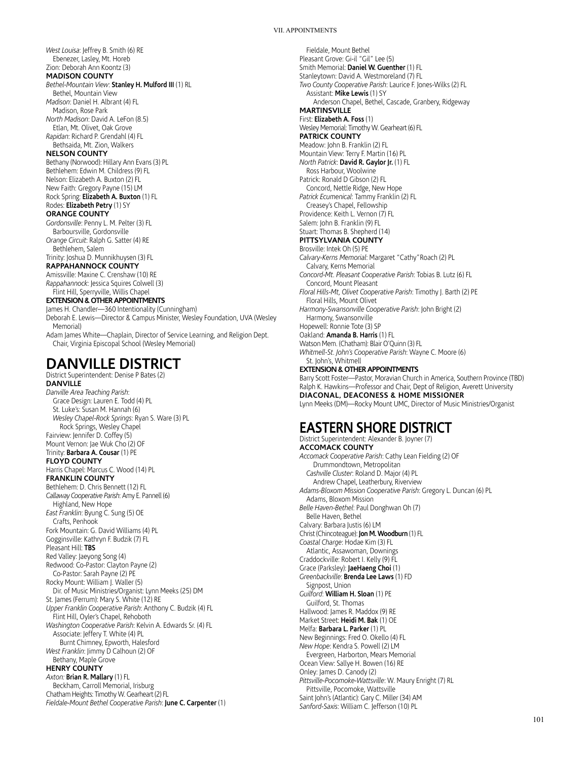*West Louisa*: Jeffrey B. Smith (6) RE
Ebenezer, Lasley, Mt. Horeb
Zion: Deborah Ann Koontz (3)

**MADISON COUNTY**

*Bethel-Mountain View*: **Stanley H. Mulford III** (1) RL
Bethel, Mountain View
*Madison*: Daniel H. Albrant (4) FL
Madison, Rose Park
*North Madison*: David A. LeFon (8.5)
Etlan, Mt. Olivet, Oak Grove
*Rapidan*: Richard P. Grendahl (4) FL
Bethsaida, Mt. Zion, Walkers

**NELSON COUNTY**

Bethany (Norwood): Hillary Ann Evans (3) PL
Bethlehem: Edwin M. Childress (9) FL
Nelson: Elizabeth A. Buxton (2) FL
New Faith: Gregory Payne (15) LM
Rock Spring: **Elizabeth A. Buxton** (1) FL
Rodes: **Elizabeth Petry** (1) SY

**ORANGE COUNTY**

*Gordonsville*: Penny L. M. Pelter (3) FL
Barboursville, Gordonsville
*Orange Circuit*: Ralph G. Satter (4) RE
Bethlehem, Salem
Trinity: Joshua D. Munnikhuysen (3) FL

**RAPPAHANNOCK COUNTY**

Amissville: Maxine C. Crenshaw (10) RE
*Rappahannock*: Jessica Squires Colwell (3)
Flint Hill, Sperryville, Willis Chapel

**EXTENSION & OTHER APPOINTMENTS**

James H. Chandler—360 Intentionality (Cunningham)
Deborah E. Lewis—Director & Campus Minister, Wesley Foundation, UVA (Wesley Memorial)
Adam James White—Chaplain, Director of Service Learning, and Religion Dept. Chair, Virginia Episcopal School (Wesley Memorial)

# DANVILLE DISTRICT

District Superintendent: Denise P Bates (2)

**DANVILLE**

*Danville Area Teaching Parish*:
Grace Design: Lauren E. Todd (4) PL
St. Luke's: Susan M. Hannah (6)
*Wesley Chapel-Rock Springs*: Ryan S. Ware (3) PL
Rock Springs, Wesley Chapel
Fairview: Jennifer D. Coffey (5)
Mount Vernon: Jae Wuk Cho (2) OF
Trinity: **Barbara A. Cousar** (1) PE

**FLOYD COUNTY**

Harris Chapel: Marcus C. Wood (14) PL

**FRANKLIN COUNTY**

Bethlehem: D. Chris Bennett (12) FL
*Callaway Cooperative Parish*: Amy E. Pannell (6)
Highland, New Hope
*East Franklin*: Byung C. Sung (5) OE
Crafts, Penhook
Fork Mountain: G. David Williams (4) PL
Gogginsville: Kathryn F. Budzik (7) FL
Pleasant Hill: **TBS**
Red Valley: Jaeyong Song (4)
Redwood: Co-Pastor: Clayton Payne (2)
Co-Pastor: Sarah Payne (2) PE
Rocky Mount: William J. Waller (5)
Dir. of Music Ministries/Organist: Lynn Meeks (25) DM
St. James (Ferrum): Mary S. White (12) RE
*Upper Franklin Cooperative Parish*: Anthony C. Budzik (4) FL
Flint Hill, Oyler's Chapel, Rehoboth
*Washington Cooperative Parish*: Kelvin A. Edwards Sr. (4) FL
Associate: Jeffery T. White (4) PL
Burnt Chimney, Epworth, Halesford
*West Franklin*: Jimmy D Calhoun (2) OF
Bethany, Maple Grove

**HENRY COUNTY**

*Axton*: **Brian R. Mallary** (1) FL
Beckham, Carroll Memorial, Irisburg
Chatham Heights: Timothy W. Gearheart (2) FL
*Fieldale-Mount Bethel Cooperative Parish*: **June C. Carpenter** (1)
Fieldale, Mount Bethel
Pleasant Grove: Gi-il "Gil" Lee (5)
Smith Memorial: **Daniel W. Guenther** (1) FL
Stanleytown: David A. Westmoreland (7) FL
*Two County Cooperative Parish*: Laurice F. Jones-Wilks (2) FL
Assistant: **Mike Lewis** (1) SY
Anderson Chapel, Bethel, Cascade, Granbery, Ridgeway

**MARTINSVILLE**

First: **Elizabeth A. Foss** (1)
Wesley Memorial: Timothy W. Gearheart (6) FL

**PATRICK COUNTY**

Meadow: John B. Franklin (2) FL
Mountain View: Terry F. Martin (16) PL
*North Patrick*: **David R. Gaylor Jr.** (1) FL
Ross Harbour, Woolwine
Patrick: Ronald D Gibson (2) FL
Concord, Nettle Ridge, New Hope
*Patrick Ecumenical*: Tammy Franklin (2) FL
Creasey's Chapel, Fellowship
Providence: Keith L. Vernon (7) FL
Salem: John B. Franklin (9) FL
Stuart: Thomas B. Shepherd (14)

**PITTSYLVANIA COUNTY**

Brosville: Intek Oh (5) PE
*Calvary-Kerns Memorial*: Margaret "Cathy" Roach (2) PL
Calvary, Kerns Memorial
*Concord-Mt. Pleasant Cooperative Parish*: Tobias B. Lutz (6) FL
Concord, Mount Pleasant
*Floral Hills-Mt, Olivet Cooperative Parish*: Timothy J. Barth (2) PE
Floral Hills, Mount Olivet
*Harmony-Swansonville Cooperative Parish*: John Bright (2)
Harmony, Swansonville
Hopewell: Ronnie Tote (3) SP
Oakland: **Amanda B. Harris** (1) FL
Watson Mem. (Chatham): Blair O'Quinn (3) FL
*Whitmell-St. John's Cooperative Parish*: Wayne C. Moore (6)
St. John's, Whitmell

**EXTENSION & OTHER APPOINTMENTS**

Barry Scott Foster—Pastor, Moravian Church in America, Southern Province (TBD)
Ralph K. Hawkins—Professor and Chair, Dept of Religion, Averett University

**DIACONAL, DEACONESS & HOME MISSIONER**

Lynn Meeks (DM)—Rocky Mount UMC, Director of Music Ministries/Organist

# EASTERN SHORE DISTRICT

District Superintendent: Alexander B. Joyner (7)

**ACCOMACK COUNTY**

*Accomack Cooperative Parish*: Cathy Lean Fielding (2) OF
Drummondtown, Metropolitan
*Cashville Cluster*: Roland D. Major (4) PL
Andrew Chapel, Leatherbury, Riverview
*Adams-Bloxom Mission Cooperative Parish*: Gregory L. Duncan (6) PL
Adams, Bloxom Mission
*Belle Haven-Bethel*: Paul Donghwan Oh (7)
Belle Haven, Bethel
Calvary: Barbara Justis (6) LM
Christ (Chincoteague): **Jon M. Woodburn** (1) FL
*Coastal Charge*: Hodae Kim (3) FL
Atlantic, Assawoman, Downings
Craddockville: Robert I. Kelly (9) FL
Grace (Parksley): **JaeHaeng Choi** (1)
*Greenbackville*: **Brenda Lee Laws** (1) FD
Signpost, Union
*Guilford*: **William H. Sloan** (1) PE
Guilford, St. Thomas
Hallwood: James R. Maddox (9) RE
Market Street: **Heidi M. Bak** (1) OE
Melfa: **Barbara L. Parker** (1) PL
New Beginnings: Fred O. Okello (4) FL
*New Hope*: Kendra S. Powell (2) LM
Evergreen, Harborton, Mears Memorial
Ocean View: Sallye H. Bowen (16) RE
Onley: James D. Canody (2)
*Pittsville-Pocomoke-Wattsville*: W. Maury Enright (7) RL
Pittsville, Pocomoke, Wattsville
Saint John's (Atlantic): Gary C. Miller (34) AM
*Sanford-Saxis*: William C. Jefferson (10) PL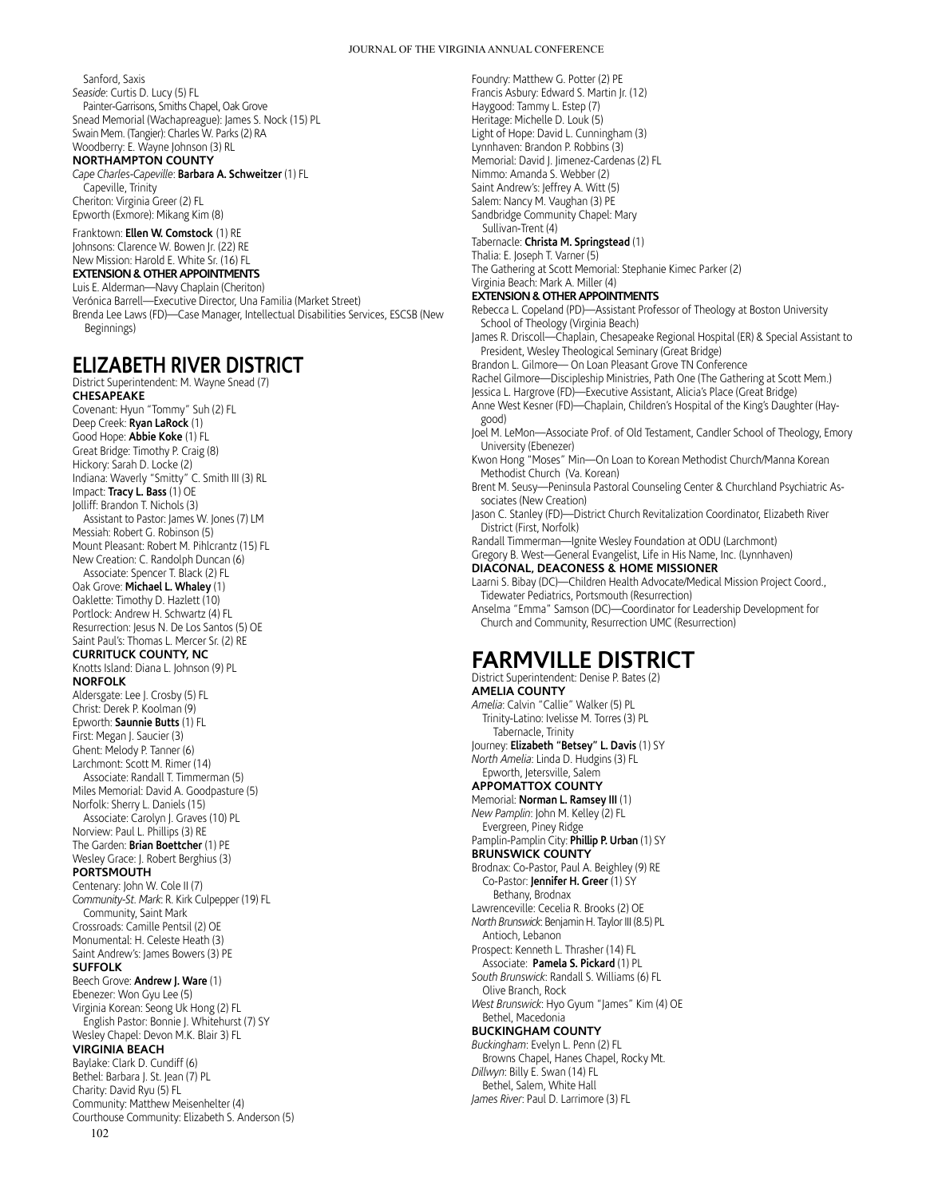Sanford, Saxis

*Seaside*: Curtis D. Lucy (5) FL

Painter-Garrisons, Smiths Chapel, Oak Grove

Snead Memorial (Wachapreague): James S. Nock (15) PL

Swain Mem. (Tangier): Charles W. Parks (2) RA

Woodberry: E. Wayne Johnson (3) RL

**NORTHAMPTON COUNTY**

*Cape Charles-Capeville*: **Barbara A. Schweitzer** (1) FL

Capeville, Trinity

Cheriton: Virginia Greer (2) FL

Epworth (Exmore): Mikang Kim (8)

Franktown: **Ellen W. Comstock** (1) RE

Johnsons: Clarence W. Bowen Jr. (22) RE

New Mission: Harold E. White Sr. (16) FL

**EXTENSION & OTHER APPOINTMENTS**

Luis E. Alderman—Navy Chaplain (Cheriton)

Verónica Barrell—Executive Director, Una Familia (Market Street)

Brenda Lee Laws (FD)—Case Manager, Intellectual Disabilities Services, ESCSB (New Beginnings)

# ELIZABETH RIVER DISTRICT

District Superintendent: M. Wayne Snead (7)

**CHESAPEAKE**

Covenant: Hyun "Tommy" Suh (2) FL

Deep Creek: **Ryan LaRock** (1)

Good Hope: **Abbie Koke** (1) FL

Great Bridge: Timothy P. Craig (8)

Hickory: Sarah D. Locke (2)

Indiana: Waverly "Smitty" C. Smith III (3) RL

Impact: **Tracy L. Bass** (1) OE

Jolliff: Brandon T. Nichols (3)

Assistant to Pastor: James W. Jones (7) LM

Messiah: Robert G. Robinson (5)

Mount Pleasant: Robert M. Pihlcrantz (15) FL

New Creation: C. Randolph Duncan (6)

Associate: Spencer T. Black (2) FL

Oak Grove: **Michael L. Whaley** (1)

Oaklette: Timothy D. Hazlett (10)

Portlock: Andrew H. Schwartz (4) FL

Resurrection: Jesus N. De Los Santos (5) OE

Saint Paul's: Thomas L. Mercer Sr. (2) RE

**CURRITUCK COUNTY, NC**

Knotts Island: Diana L. Johnson (9) PL

**NORFOLK**

Aldersgate: Lee J. Crosby (5) FL

Christ: Derek P. Koolman (9)

Epworth: **Saunnie Butts** (1) FL

First: Megan J. Saucier (3)

Ghent: Melody P. Tanner (6)

Larchmont: Scott M. Rimer (14)

Associate: Randall T. Timmerman (5)

Miles Memorial: David A. Goodpasture (5)

Norfolk: Sherry L. Daniels (15)

Associate: Carolyn J. Graves (10) PL

Norview: Paul L. Phillips (3) RE

The Garden: **Brian Boettcher** (1) PE

Wesley Grace: J. Robert Berghius (3)

**PORTSMOUTH**

Centenary: John W. Cole II (7)

*Community-St. Mark*: R. Kirk Culpepper (19) FL

Community, Saint Mark

Crossroads: Camille Pentsil (2) OE

Monumental: H. Celeste Heath (3)

Saint Andrew's: James Bowers (3) PE

**SUFFOLK**

Beech Grove: **Andrew J. Ware** (1)

Ebenezer: Won Gyu Lee (5)

Virginia Korean: Seong Uk Hong (2) FL

English Pastor: Bonnie J. Whitehurst (7) SY

Wesley Chapel: Devon M.K. Blair 3) FL

**VIRGINIA BEACH**

Baylake: Clark D. Cundiff (6)

Bethel: Barbara J. St. Jean (7) PL

Charity: David Ryu (5) FL

Community: Matthew Meisenhelter (4)

Courthouse Community: Elizabeth S. Anderson (5)

Foundry: Matthew G. Potter (2) PE

Francis Asbury: Edward S. Martin Jr. (12)

Haygood: Tammy L. Estep (7)

Heritage: Michelle D. Louk (5)

Light of Hope: David L. Cunningham (3)

Lynnhaven: Brandon P. Robbins (3)

Memorial: David J. Jimenez-Cardenas (2) FL

Nimmo: Amanda S. Webber (2)

Saint Andrew's: Jeffrey A. Witt (5)

Salem: Nancy M. Vaughan (3) PE

Sandbridge Community Chapel: Mary Sullivan-Trent (4)

Tabernacle: **Christa M. Springstead** (1)

Thalia: E. Joseph T. Varner (5)

The Gathering at Scott Memorial: Stephanie Kimec Parker (2)

Virginia Beach: Mark A. Miller (4)

**EXTENSION & OTHER APPOINTMENTS**

Rebecca L. Copeland (PD)—Assistant Professor of Theology at Boston University School of Theology (Virginia Beach)

James R. Driscoll—Chaplain, Chesapeake Regional Hospital (ER) & Special Assistant to President, Wesley Theological Seminary (Great Bridge)

Brandon L. Gilmore— On Loan Pleasant Grove TN Conference

Rachel Gilmore—Discipleship Ministries, Path One (The Gathering at Scott Mem.)

Jessica L. Hargrove (FD)—Executive Assistant, Alicia's Place (Great Bridge)

Anne West Kesner (FD)—Chaplain, Children's Hospital of the King's Daughter (Haygood)

Joel M. LeMon—Associate Prof. of Old Testament, Candler School of Theology, Emory University (Ebenezer)

Kwon Hong "Moses" Min—On Loan to Korean Methodist Church/Manna Korean Methodist Church (Va. Korean)

Brent M. Seusy—Peninsula Pastoral Counseling Center & Churchland Psychiatric Associates (New Creation)

Jason C. Stanley (FD)—District Church Revitalization Coordinator, Elizabeth River District (First, Norfolk)

Randall Timmerman—Ignite Wesley Foundation at ODU (Larchmont)

Gregory B. West—General Evangelist, Life in His Name, Inc. (Lynnhaven)

**DIACONAL, DEACONESS & HOME MISSIONER**

Laarni S. Bibay (DC)—Children Health Advocate/Medical Mission Project Coord., Tidewater Pediatrics, Portsmouth (Resurrection)

Anselma "Emma" Samson (DC)—Coordinator for Leadership Development for Church and Community, Resurrection UMC (Resurrection)

# FARMVILLE DISTRICT

District Superintendent: Denise P. Bates (2)

**AMELIA COUNTY**

*Amelia*: Calvin "Callie" Walker (5) PL

Trinity-Latino: Ivelisse M. Torres (3) PL

Tabernacle, Trinity

Journey: **Elizabeth "Betsey" L. Davis** (1) SY

*North Amelia*: Linda D. Hudgins (3) FL

Epworth, Jetersville, Salem

**APPOMATTOX COUNTY**

Memorial: **Norman L. Ramsey III** (1)

*New Pamplin*: John M. Kelley (2) FL

Evergreen, Piney Ridge

Pamplin-Pamplin City: **Phillip P. Urban** (1) SY

**BRUNSWICK COUNTY**

Brodnax: Co-Pastor, Paul A. Beighley (9) RE

Co-Pastor: **Jennifer H. Greer** (1) SY

Bethany, Brodnax

Lawrenceville: Cecelia R. Brooks (2) OE

*North Brunswick*: Benjamin H. Taylor III (8.5) PL

Antioch, Lebanon

Prospect: Kenneth L. Thrasher (14) FL

Associate: **Pamela S. Pickard** (1) PL

*South Brunswick*: Randall S. Williams (6) FL

Olive Branch, Rock

*West Brunswick*: Hyo Gyum "James" Kim (4) OE

Bethel, Macedonia

**BUCKINGHAM COUNTY**

*Buckingham*: Evelyn L. Penn (2) FL

Browns Chapel, Hanes Chapel, Rocky Mt.

*Dillwyn*: Billy E. Swan (14) FL

Bethel, Salem, White Hall

*James River*: Paul D. Larrimore (3) FL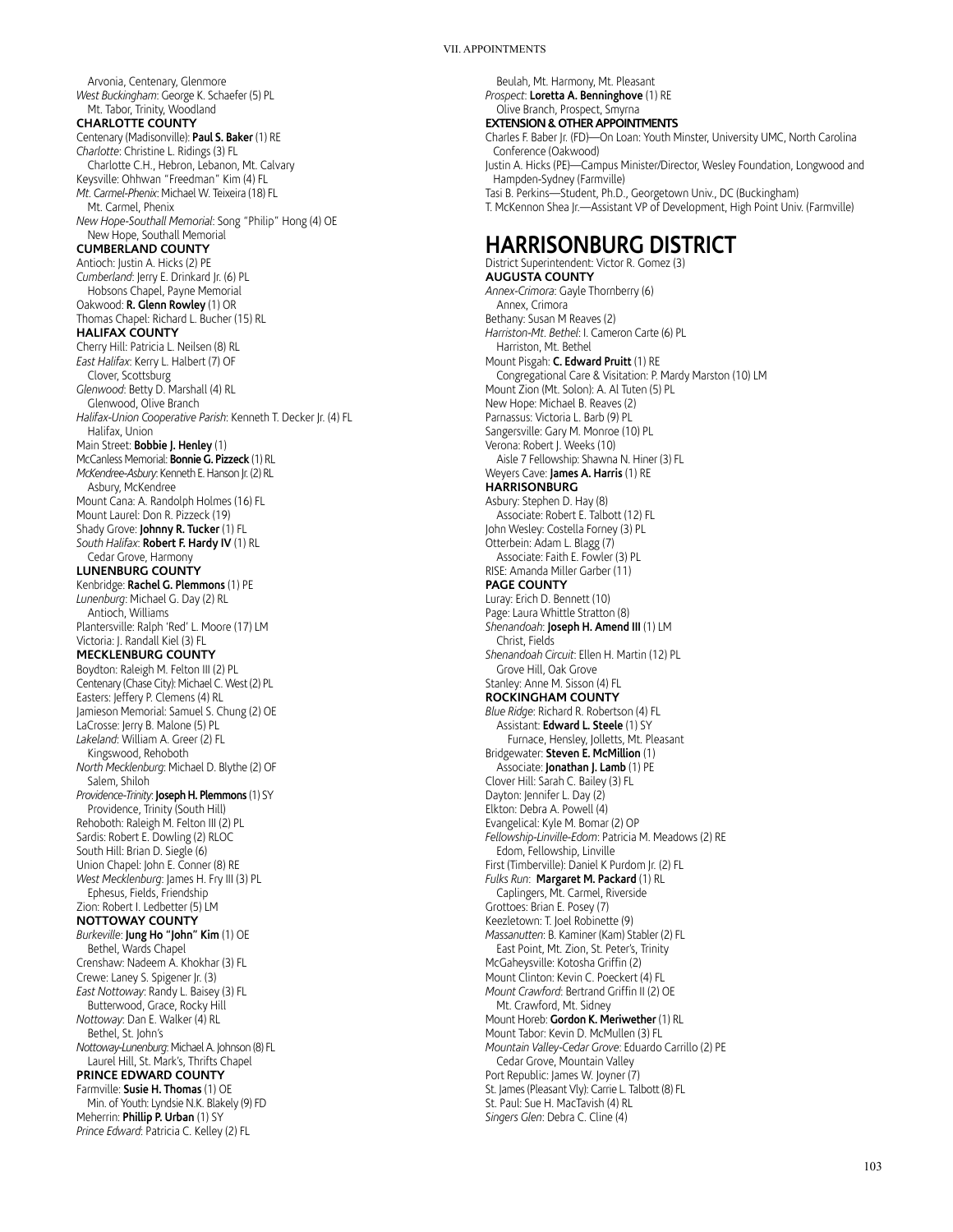Arvonia, Centenary, Glenmore
*West Buckingham*: George K. Schaefer (5) PL
Mt. Tabor, Trinity, Woodland

**CHARLOTTE COUNTY**

Centenary (Madisonville): **Paul S. Baker** (1) RE
*Charlotte*: Christine L. Ridings (3) FL
Charlotte C.H., Hebron, Lebanon, Mt. Calvary
Keysville: Ohhwan "Freedman" Kim (4) FL
*Mt. Carmel-Phenix*: Michael W. Teixeira (18) FL
Mt. Carmel, Phenix
*New Hope-Southall Memorial*: Song "Philip" Hong (4) OE
New Hope, Southall Memorial

**CUMBERLAND COUNTY**

Antioch: Justin A. Hicks (2) PE
*Cumberland*: Jerry E. Drinkard Jr. (6) PL
Hobsons Chapel, Payne Memorial
Oakwood: **R. Glenn Rowley** (1) OR
Thomas Chapel: Richard L. Bucher (15) RL

**HALIFAX COUNTY**

Cherry Hill: Patricia L. Neilsen (8) RL
*East Halifax*: Kerry L. Halbert (7) OF
Clover, Scottsburg
*Glenwood*: Betty D. Marshall (4) RL
Glenwood, Olive Branch
*Halifax-Union Cooperative Parish*: Kenneth T. Decker Jr. (4) FL
Halifax, Union
Main Street: **Bobbie J. Henley** (1)
McCanless Memorial: **Bonnie G. Pizzeck** (1) RL
*McKendree-Asbury*: Kenneth E. Hanson Jr. (2) RL
Asbury, McKendree
Mount Cana: A. Randolph Holmes (16) FL
Mount Laurel: Don R. Pizzeck (19)
Shady Grove: **Johnny R. Tucker** (1) FL
*South Halifax*: **Robert F. Hardy IV** (1) RL
Cedar Grove, Harmony

**LUNENBURG COUNTY**

Kenbridge: **Rachel G. Plemmons** (1) PE
*Lunenburg*: Michael G. Day (2) RL
Antioch, Williams
Plantersville: Ralph 'Red' L. Moore (17) LM
Victoria: J. Randall Kiel (3) FL

**MECKLENBURG COUNTY**

Boydton: Raleigh M. Felton III (2) PL
Centenary (Chase City): Michael C. West (2) PL
Easters: Jeffery P. Clemens (4) RL
Jamieson Memorial: Samuel S. Chung (2) OE
LaCrosse: Jerry B. Malone (5) PL
*Lakeland*: William A. Greer (2) FL
Kingswood, Rehoboth
*North Mecklenburg*: Michael D. Blythe (2) OF
Salem, Shiloh
*Providence-Trinity*: **Joseph H. Plemmons** (1) SY
Providence, Trinity (South Hill)
Rehoboth: Raleigh M. Felton III (2) PL
Sardis: Robert E. Dowling (2) RLOC
South Hill: Brian D. Siegle (6)
Union Chapel: John E. Conner (8) RE
*West Mecklenburg*: James H. Fry III (3) PL
Ephesus, Fields, Friendship
Zion: Robert I. Ledbetter (5) LM

**NOTTOWAY COUNTY**

*Burkeville*: **Jung Ho "John" Kim** (1) OE
Bethel, Wards Chapel
Crenshaw: Nadeem A. Khokhar (3) FL
Crewe: Laney S. Spigener Jr. (3)
*East Nottoway*: Randy L. Baisey (3) FL
Butterwood, Grace, Rocky Hill
*Nottoway*: Dan E. Walker (4) RL
Bethel, St. John's
*Nottoway-Lunenburg*: Michael A. Johnson (8) FL
Laurel Hill, St. Mark's, Thrifts Chapel

**PRINCE EDWARD COUNTY**

Farmville: **Susie H. Thomas** (1) OE
Min. of Youth: Lyndsie N.K. Blakely (9) FD
Meherrin: **Phillip P. Urban** (1) SY
*Prince Edward*: Patricia C. Kelley (2) FL
Beulah, Mt. Harmony, Mt. Pleasant
*Prospect*: **Loretta A. Benninghove** (1) RE
Olive Branch, Prospect, Smyrna

**EXTENSION & OTHER APPOINTMENTS**

Charles F. Baber Jr. (FD)—On Loan: Youth Minster, University UMC, North Carolina Conference (Oakwood)
Justin A. Hicks (PE)—Campus Minister/Director, Wesley Foundation, Longwood and Hampden-Sydney (Farmville)
Tasi B. Perkins—Student, Ph.D., Georgetown Univ., DC (Buckingham)
T. McKennon Shea Jr.—Assistant VP of Development, High Point Univ. (Farmville)

# HARRISONBURG DISTRICT

District Superintendent: Victor R. Gomez (3)

**AUGUSTA COUNTY**

*Annex-Crimora*: Gayle Thornberry (6)
Annex, Crimora
Bethany: Susan M Reaves (2)
*Harriston-Mt. Bethel*: I. Cameron Carte (6) PL
Harriston, Mt. Bethel
Mount Pisgah: **C. Edward Pruitt** (1) RE
Congregational Care & Visitation: P. Mardy Marston (10) LM
Mount Zion (Mt. Solon): A. Al Tuten (5) PL
New Hope: Michael B. Reaves (2)
Parnassus: Victoria L. Barb (9) PL
Sangersville: Gary M. Monroe (10) PL
Verona: Robert J. Weeks (10)
Aisle 7 Fellowship: Shawna N. Hiner (3) FL
Weyers Cave: **James A. Harris** (1) RE

**HARRISONBURG**

Asbury: Stephen D. Hay (8)
Associate: Robert E. Talbott (12) FL
John Wesley: Costella Forney (3) PL
Otterbein: Adam L. Blagg (7)
Associate: Faith E. Fowler (3) PL
RISE: Amanda Miller Garber (11)

**PAGE COUNTY**

Luray: Erich D. Bennett (10)
Page: Laura Whittle Stratton (8)
*Shenandoah*: **Joseph H. Amend III** (1) LM
Christ, Fields
*Shenandoah Circuit*: Ellen H. Martin (12) PL
Grove Hill, Oak Grove
Stanley: Anne M. Sisson (4) FL

**ROCKINGHAM COUNTY**

*Blue Ridge*: Richard R. Robertson (4) FL
Assistant: **Edward L. Steele** (1) SY
Furnace, Hensley, Jolletts, Mt. Pleasant
Bridgewater: **Steven E. McMillion** (1)
Associate: **Jonathan J. Lamb** (1) PE
Clover Hill: Sarah C. Bailey (3) FL
Dayton: Jennifer L. Day (2)
Elkton: Debra A. Powell (4)
Evangelical: Kyle M. Bomar (2) OP
*Fellowship-Linville-Edom*: Patricia M. Meadows (2) RE
Edom, Fellowship, Linville
First (Timberville): Daniel K Purdom Jr. (2) FL
*Fulks Run*: **Margaret M. Packard** (1) RL
Caplingers, Mt. Carmel, Riverside
Grottoes: Brian E. Posey (7)
Keezletown: T. Joel Robinette (9)
*Massanutten*: B. Kaminer (Kam) Stabler (2) FL
East Point, Mt. Zion, St. Peter's, Trinity
McGaheysville: Kotosha Griffin (2)
Mount Clinton: Kevin C. Poeckert (4) FL
*Mount Crawford*: Bertrand Griffin II (2) OE
Mt. Crawford, Mt. Sidney
Mount Horeb: **Gordon K. Meriwether** (1) RL
Mount Tabor: Kevin D. McMullen (3) FL
*Mountain Valley-Cedar Grove*: Eduardo Carrillo (2) PE
Cedar Grove, Mountain Valley
Port Republic: James W. Joyner (7)
St. James (Pleasant Vly): Carrie L. Talbott (8) FL
St. Paul: Sue H. MacTavish (4) RL
*Singers Glen*: Debra C. Cline (4)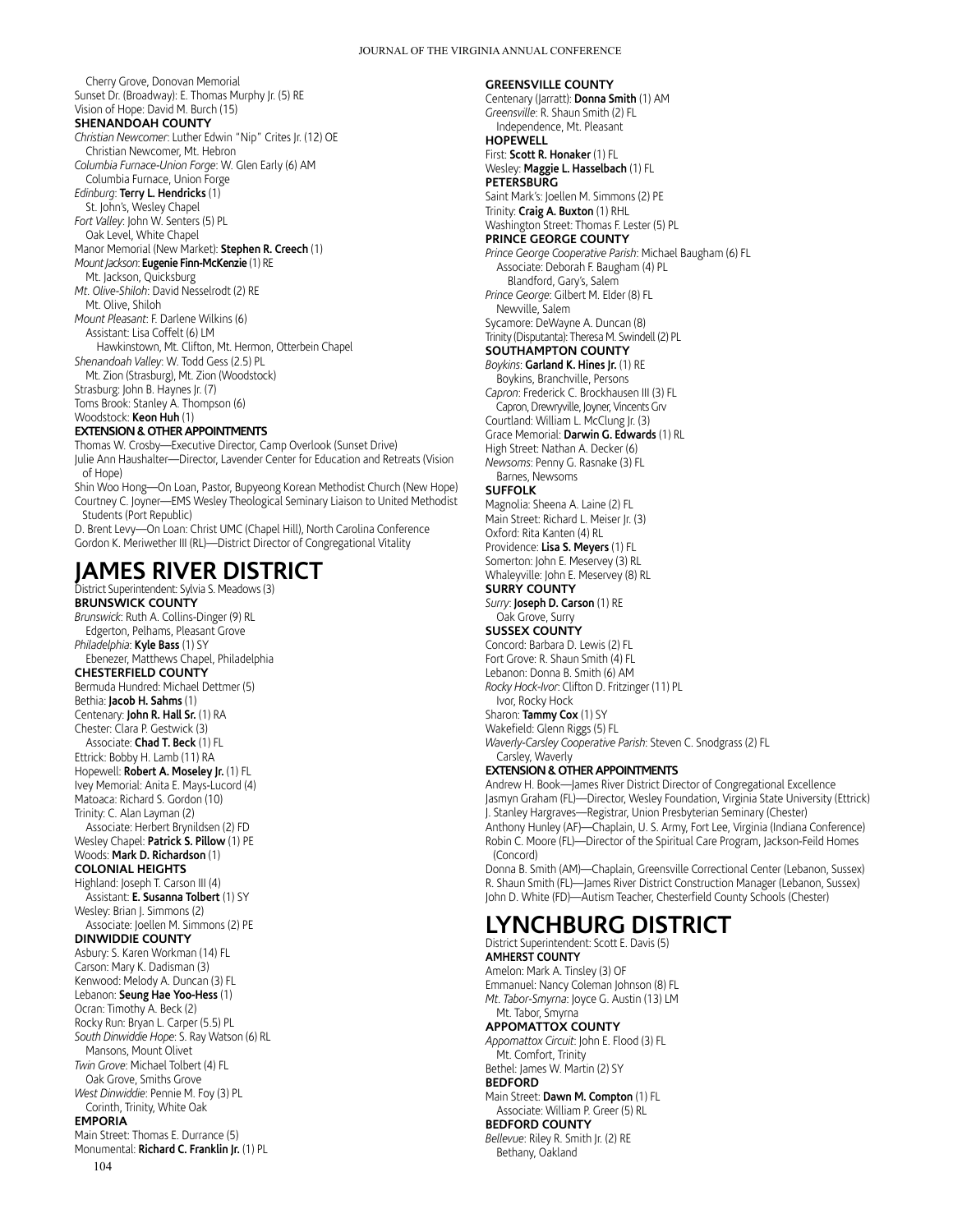Cherry Grove, Donovan Memorial
Sunset Dr. (Broadway): E. Thomas Murphy Jr. (5) RE
Vision of Hope: David M. Burch (15)

**SHENANDOAH COUNTY**

*Christian Newcomer*: Luther Edwin "Nip" Crites Jr. (12) OE
Christian Newcomer, Mt. Hebron
*Columbia Furnace-Union Forge*: W. Glen Early (6) AM
Columbia Furnace, Union Forge
*Edinburg*: **Terry L. Hendricks** (1)
St. John's, Wesley Chapel
*Fort Valley*: John W. Senters (5) PL
Oak Level, White Chapel
Manor Memorial (New Market): **Stephen R. Creech** (1)
*Mount Jackson*: **Eugenie Finn-McKenzie** (1) RE
Mt. Jackson, Quicksburg
*Mt. Olive-Shiloh*: David Nesselrodt (2) RE
Mt. Olive, Shiloh
*Mount Pleasant*: F. Darlene Wilkins (6)
Assistant: Lisa Coffelt (6) LM
Hawkinstown, Mt. Clifton, Mt. Hermon, Otterbein Chapel
*Shenandoah Valley*: W. Todd Gess (2.5) PL
Mt. Zion (Strasburg), Mt. Zion (Woodstock)
Strasburg: John B. Haynes Jr. (7)
Toms Brook: Stanley A. Thompson (6)
Woodstock: **Keon Huh** (1)

**EXTENSION & OTHER APPOINTMENTS**

Thomas W. Crosby—Executive Director, Camp Overlook (Sunset Drive)
Julie Ann Haushalter—Director, Lavender Center for Education and Retreats (Vision of Hope)
Shin Woo Hong—On Loan, Pastor, Bupyeong Korean Methodist Church (New Hope)
Courtney C. Joyner—EMS Wesley Theological Seminary Liaison to United Methodist Students (Port Republic)
D. Brent Levy—On Loan: Christ UMC (Chapel Hill), North Carolina Conference
Gordon K. Meriwether III (RL)—District Director of Congregational Vitality

# JAMES RIVER DISTRICT

District Superintendent: Sylvia S. Meadows (3)

**BRUNSWICK COUNTY**

*Brunswick*: Ruth A. Collins-Dinger (9) RL
Edgerton, Pelhams, Pleasant Grove
*Philadelphia*: **Kyle Bass** (1) SY
Ebenezer, Matthews Chapel, Philadelphia

**CHESTERFIELD COUNTY**

Bermuda Hundred: Michael Dettmer (5)
Bethia: **Jacob H. Sahms** (1)
Centenary: **John R. Hall Sr.** (1) RA
Chester: Clara P. Gestwick (3)
Associate: **Chad T. Beck** (1) FL
Ettrick: Bobby H. Lamb (11) RA
Hopewell: **Robert A. Moseley Jr.** (1) FL
Ivey Memorial: Anita E. Mays-Lucord (4)
Matoaca: Richard S. Gordon (10)
Trinity: C. Alan Layman (2)
Associate: Herbert Brynildsen (2) FD
Wesley Chapel: **Patrick S. Pillow** (1) PE
Woods: **Mark D. Richardson** (1)

**COLONIAL HEIGHTS**

Highland: Joseph T. Carson III (4)
Assistant: **E. Susanna Tolbert** (1) SY
Wesley: Brian J. Simmons (2)
Associate: Joellen M. Simmons (2) PE

**DINWIDDIE COUNTY**

Asbury: S. Karen Workman (14) FL
Carson: Mary K. Dadisman (3)
Kenwood: Melody A. Duncan (3) FL
Lebanon: **Seung Hae Yoo-Hess** (1)
Ocran: Timothy A. Beck (2)
Rocky Run: Bryan L. Carper (5.5) PL
*South Dinwiddie Hope*: S. Ray Watson (6) RL
Mansons, Mount Olivet
*Twin Grove*: Michael Tolbert (4) FL
Oak Grove, Smiths Grove
*West Dinwiddie*: Pennie M. Foy (3) PL
Corinth, Trinity, White Oak

**EMPORIA**

Main Street: Thomas E. Durrance (5)
Monumental: **Richard C. Franklin Jr.** (1) PL

**GREENSVILLE COUNTY**

Centenary (Jarratt): **Donna Smith** (1) AM
*Greensville*: R. Shaun Smith (2) FL
Independence, Mt. Pleasant

**HOPEWELL**

First: **Scott R. Honaker** (1) FL
Wesley: **Maggie L. Hasselbach** (1) FL

**PETERSBURG**

Saint Mark's: Joellen M. Simmons (2) PE
Trinity: **Craig A. Buxton** (1) RHL
Washington Street: Thomas F. Lester (5) PL

**PRINCE GEORGE COUNTY**

*Prince George Cooperative Parish*: Michael Baugham (6) FL
Associate: Deborah F. Baugham (4) PL
Blandford, Gary's, Salem
*Prince George*: Gilbert M. Elder (8) FL
Newville, Salem
Sycamore: DeWayne A. Duncan (8)
Trinity (Disputanta): Theresa M. Swindell (2) PL

**SOUTHAMPTON COUNTY**

*Boykins*: **Garland K. Hines Jr.** (1) RE
Boykins, Branchville, Persons
*Capron*: Frederick C. Brockhausen III (3) FL
Capron, Drewryville, Joyner, Vincents Grv
Courtland: William L. McClung Jr. (3)
Grace Memorial: **Darwin G. Edwards** (1) RL
High Street: Nathan A. Decker (6)
*Newsoms*: Penny G. Rasnake (3) FL
Barnes, Newsoms

**SUFFOLK**

Magnolia: Sheena A. Laine (2) FL
Main Street: Richard L. Meiser Jr. (3)
Oxford: Rita Kanten (4) RL
Providence: **Lisa S. Meyers** (1) FL
Somerton: John E. Meservey (3) RL
Whaleyville: John E. Meservey (8) RL

**SURRY COUNTY**

*Surry*: **Joseph D. Carson** (1) RE
Oak Grove, Surry

**SUSSEX COUNTY**

Concord: Barbara D. Lewis (2) FL
Fort Grove: R. Shaun Smith (4) FL
Lebanon: Donna B. Smith (6) AM
*Rocky Hock-Ivor*: Clifton D. Fritzinger (11) PL
Ivor, Rocky Hock
Sharon: **Tammy Cox** (1) SY
Wakefield: Glenn Riggs (5) FL
*Waverly-Carsley Cooperative Parish*: Steven C. Snodgrass (2) FL
Carsley, Waverly

**EXTENSION & OTHER APPOINTMENTS**

Andrew H. Book—James River District Director of Congregational Excellence
Jasmyn Graham (FL)—Director, Wesley Foundation, Virginia State University (Ettrick)
J. Stanley Hargraves—Registrar, Union Presbyterian Seminary (Chester)
Anthony Hunley (AF)—Chaplain, U. S. Army, Fort Lee, Virginia (Indiana Conference)
Robin C. Moore (FL)—Director of the Spiritual Care Program, Jackson-Feild Homes (Concord)
Donna B. Smith (AM)—Chaplain, Greensville Correctional Center (Lebanon, Sussex)
R. Shaun Smith (FL)—James River District Construction Manager (Lebanon, Sussex)
John D. White (FD)—Autism Teacher, Chesterfield County Schools (Chester)

# LYNCHBURG DISTRICT

District Superintendent: Scott E. Davis (5)

**AMHERST COUNTY**

Amelon: Mark A. Tinsley (3) OF
Emmanuel: Nancy Coleman Johnson (8) FL
*Mt. Tabor-Smyrna*: Joyce G. Austin (13) LM
Mt. Tabor, Smyrna

**APPOMATTOX COUNTY**

*Appomattox Circuit*: John E. Flood (3) FL
Mt. Comfort, Trinity
Bethel: James W. Martin (2) SY

**BEDFORD**

Main Street: **Dawn M. Compton** (1) FL
Associate: William P. Greer (5) RL

**BEDFORD COUNTY**

*Bellevue*: Riley R. Smith Jr. (2) RE
Bethany, Oakland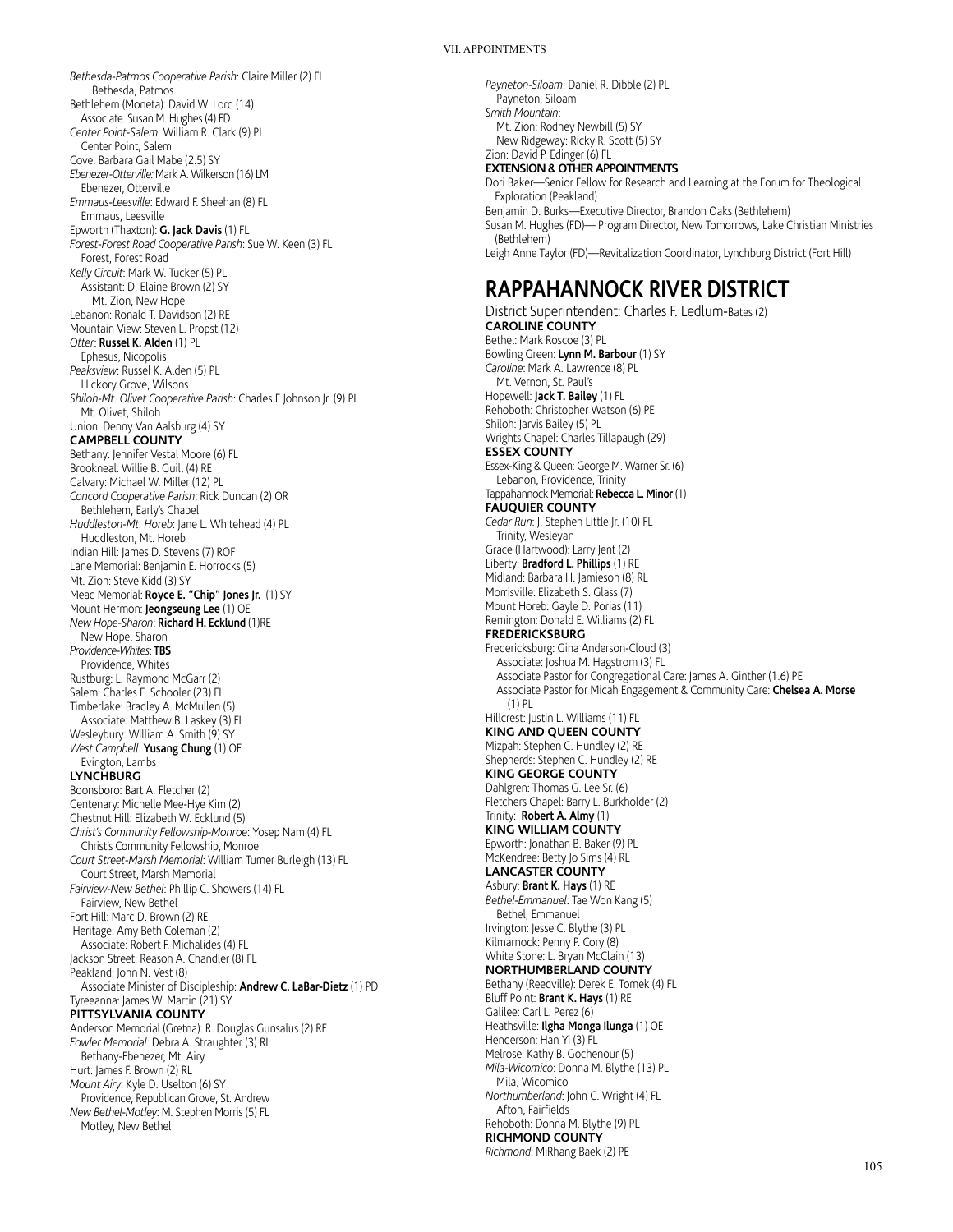*Bethesda-Patmos Cooperative Parish*: Claire Miller (2) FL
Bethesda, Patmos
Bethlehem (Moneta): David W. Lord (14)
Associate: Susan M. Hughes (4) FD
*Center Point-Salem*: William R. Clark (9) PL
Center Point, Salem
Cove: Barbara Gail Mabe (2.5) SY
*Ebenezer-Otterville:* Mark A. Wilkerson (16) LM
Ebenezer, Otterville
*Emmaus-Leesville*: Edward F. Sheehan (8) FL
Emmaus, Leesville
Epworth (Thaxton): **G. Jack Davis** (1) FL
*Forest-Forest Road Cooperative Parish*: Sue W. Keen (3) FL
Forest, Forest Road
*Kelly Circuit*: Mark W. Tucker (5) PL
Assistant: D. Elaine Brown (2) SY
Mt. Zion, New Hope
Lebanon: Ronald T. Davidson (2) RE
Mountain View: Steven L. Propst (12)
*Otter*: **Russel K. Alden** (1) PL
Ephesus, Nicopolis
*Peaksview*: Russel K. Alden (5) PL
Hickory Grove, Wilsons
*Shiloh-Mt. Olivet Cooperative Parish*: Charles E Johnson Jr. (9) PL
Mt. Olivet, Shiloh
Union: Denny Van Aalsburg (4) SY

**CAMPBELL COUNTY**

Bethany: Jennifer Vestal Moore (6) FL
Brookneal: Willie B. Guill (4) RE
Calvary: Michael W. Miller (12) PL
*Concord Cooperative Parish*: Rick Duncan (2) OR
Bethlehem, Early's Chapel
*Huddleston-Mt. Horeb*: Jane L. Whitehead (4) PL
Huddleston, Mt. Horeb
Indian Hill: James D. Stevens (7) ROF
Lane Memorial: Benjamin E. Horrocks (5)
Mt. Zion: Steve Kidd (3) SY
Mead Memorial: **Royce E. "Chip" Jones Jr.** (1) SY
Mount Hermon: **Jeongseung Lee** (1) OE
*New Hope-Sharon*: **Richard H. Ecklund** (1)RE
New Hope, Sharon
*Providence-Whites*: **TBS**
Providence, Whites
Rustburg: L. Raymond McGarr (2)
Salem: Charles E. Schooler (23) FL
Timberlake: Bradley A. McMullen (5)
Associate: Matthew B. Laskey (3) FL
Wesleybury: William A. Smith (9) SY
*West Campbell*: **Yusang Chung** (1) OE
Evington, Lambs

**LYNCHBURG**

Boonsboro: Bart A. Fletcher (2)
Centenary: Michelle Mee-Hye Kim (2)
Chestnut Hill: Elizabeth W. Ecklund (5)
*Christ's Community Fellowship-Monroe*: Yosep Nam (4) FL
Christ's Community Fellowship, Monroe
*Court Street-Marsh Memorial:* William Turner Burleigh (13) FL
Court Street, Marsh Memorial
*Fairview-New Bethel*: Phillip C. Showers (14) FL
Fairview, New Bethel
Fort Hill: Marc D. Brown (2) RE
Heritage: Amy Beth Coleman (2)
Associate: Robert F. Michalides (4) FL
Jackson Street: Reason A. Chandler (8) FL
Peakland: John N. Vest (8)
Associate Minister of Discipleship: **Andrew C. LaBar-Dietz** (1) PD
Tyreeanna: James W. Martin (21) SY

**PITTSYLVANIA COUNTY**

Anderson Memorial (Gretna): R. Douglas Gunsalus (2) RE
*Fowler Memorial*: Debra A. Straughter (3) RL
Bethany-Ebenezer, Mt. Airy
Hurt: James F. Brown (2) RL
*Mount Airy*: Kyle D. Uselton (6) SY
Providence, Republican Grove, St. Andrew
*New Bethel-Motley*: M. Stephen Morris (5) FL
Motley, New Bethel

*Payneton-Siloam*: Daniel R. Dibble (2) PL
Payneton, Siloam
*Smith Mountain*:
Mt. Zion: Rodney Newbill (5) SY
New Ridgeway: Ricky R. Scott (5) SY
Zion: David P. Edinger (6) FL

**EXTENSION & OTHER APPOINTMENTS**

Dori Baker—Senior Fellow for Research and Learning at the Forum for Theological Exploration (Peakland)
Benjamin D. Burks—Executive Director, Brandon Oaks (Bethlehem)
Susan M. Hughes (FD)— Program Director, New Tomorrows, Lake Christian Ministries (Bethlehem)
Leigh Anne Taylor (FD)—Revitalization Coordinator, Lynchburg District (Fort Hill)

# RAPPAHANNOCK RIVER DISTRICT

District Superintendent: Charles F. Ledlum-Bates (2)

**CAROLINE COUNTY**

Bethel: Mark Roscoe (3) PL
Bowling Green: **Lynn M. Barbour** (1) SY
*Caroline*: Mark A. Lawrence (8) PL
Mt. Vernon, St. Paul's
Hopewell: **Jack T. Bailey** (1) FL
Rehoboth: Christopher Watson (6) PE
Shiloh: Jarvis Bailey (5) PL
Wrights Chapel: Charles Tillapaugh (29)

**ESSEX COUNTY**

Essex-King & Queen: George M. Warner Sr. (6)
Lebanon, Providence, Trinity
Tappahannock Memorial: **Rebecca L. Minor** (1)

**FAUQUIER COUNTY**

*Cedar Run*: J. Stephen Little Jr. (10) FL
Trinity, Wesleyan
Grace (Hartwood): Larry Jent (2)
Liberty: **Bradford L. Phillips** (1) RE
Midland: Barbara H. Jamieson (8) RL
Morrisville: Elizabeth S. Glass (7)
Mount Horeb: Gayle D. Porias (11)
Remington: Donald E. Williams (2) FL

**FREDERICKSBURG**

Fredericksburg: Gina Anderson-Cloud (3)
Associate: Joshua M. Hagstrom (3) FL
Associate Pastor for Congregational Care: James A. Ginther (1.6) PE
Associate Pastor for Micah Engagement & Community Care: **Chelsea A. Morse** (1) PL
Hillcrest: Justin L. Williams (11) FL

**KING AND QUEEN COUNTY**

Mizpah: Stephen C. Hundley (2) RE
Shepherds: Stephen C. Hundley (2) RE

**KING GEORGE COUNTY**

Dahlgren: Thomas G. Lee Sr. (6)
Fletchers Chapel: Barry L. Burkholder (2)
Trinity: **Robert A. Almy** (1)

**KING WILLIAM COUNTY**

Epworth: Jonathan B. Baker (9) PL
McKendree: Betty Jo Sims (4) RL

**LANCASTER COUNTY**

Asbury: **Brant K. Hays** (1) RE
*Bethel-Emmanuel*: Tae Won Kang (5)
Bethel, Emmanuel
Irvington: Jesse C. Blythe (3) PL
Kilmarnock: Penny P. Cory (8)
White Stone: L. Bryan McClain (13)

**NORTHUMBERLAND COUNTY**

Bethany (Reedville): Derek E. Tomek (4) FL
Bluff Point: **Brant K. Hays** (1) RE
Galilee: Carl L. Perez (6)
Heathsville: **Ilgha Monga Ilunga** (1) OE
Henderson: Han Yi (3) FL
Melrose: Kathy B. Gochenour (5)
*Mila-Wicomico*: Donna M. Blythe (13) PL
Mila, Wicomico
*Northumberland*: John C. Wright (4) FL
Afton, Fairfields
Rehoboth: Donna M. Blythe (9) PL

**RICHMOND COUNTY**

*Richmond*: MiRhang Baek (2) PE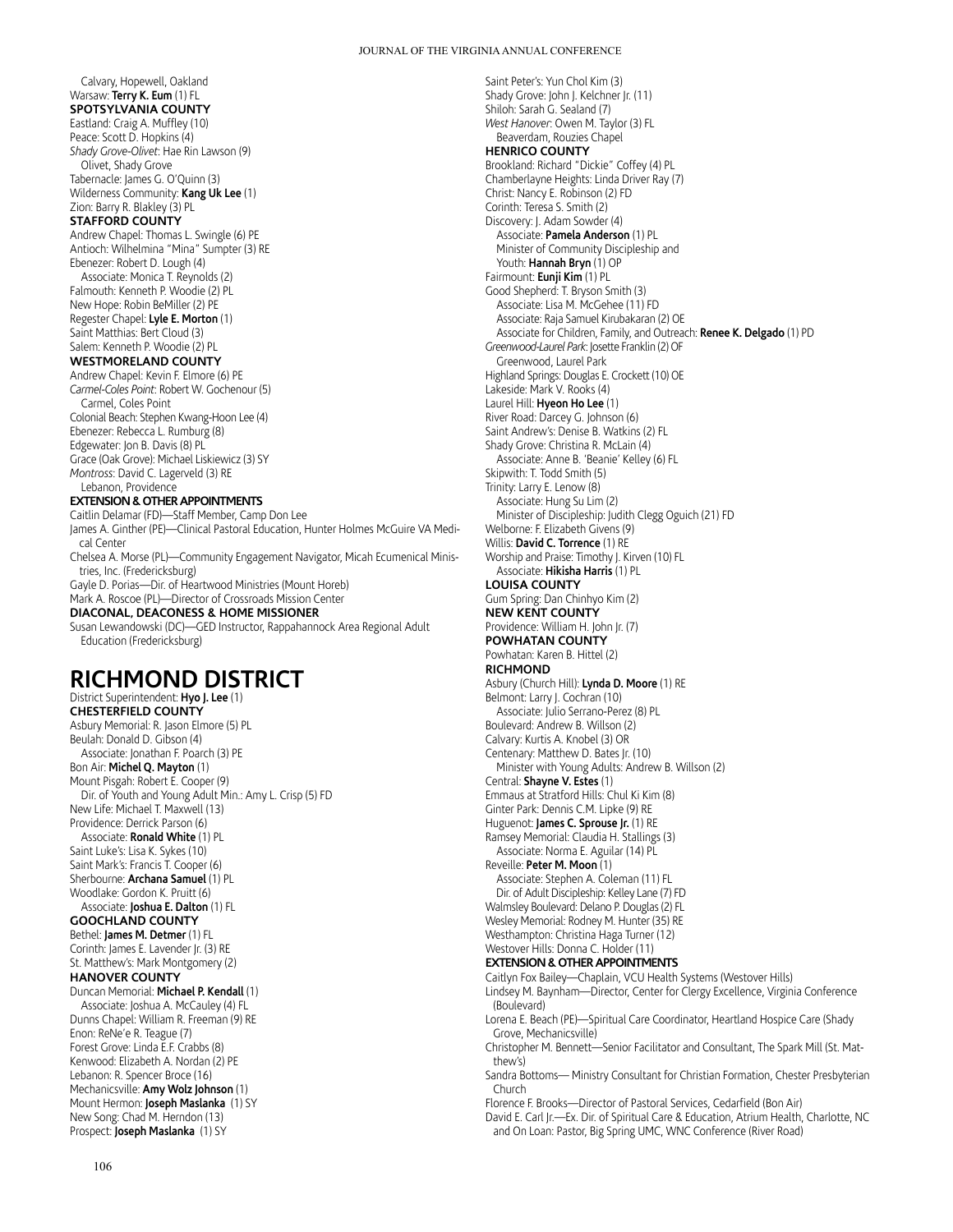Calvary, Hopewell, Oakland
Warsaw: **Terry K. Eum** (1) FL

**SPOTSYLVANIA COUNTY**

Eastland: Craig A. Muffley (10)
Peace: Scott D. Hopkins (4)
*Shady Grove-Olivet*: Hae Rin Lawson (9)
Olivet, Shady Grove
Tabernacle: James G. O'Quinn (3)
Wilderness Community: **Kang Uk Lee** (1)
Zion: Barry R. Blakley (3) PL

**STAFFORD COUNTY**

Andrew Chapel: Thomas L. Swingle (6) PE
Antioch: Wilhelmina "Mina" Sumpter (3) RE
Ebenezer: Robert D. Lough (4)
Associate: Monica T. Reynolds (2)
Falmouth: Kenneth P. Woodie (2) PL
New Hope: Robin BeMiller (2) PE
Regester Chapel: **Lyle E. Morton** (1)
Saint Matthias: Bert Cloud (3)
Salem: Kenneth P. Woodie (2) PL

**WESTMORELAND COUNTY**

Andrew Chapel: Kevin F. Elmore (6) PE
*Carmel-Coles Point*: Robert W. Gochenour (5)
Carmel, Coles Point
Colonial Beach: Stephen Kwang-Hoon Lee (4)
Ebenezer: Rebecca L. Rumburg (8)
Edgewater: Jon B. Davis (8) PL
Grace (Oak Grove): Michael Liskiewicz (3) SY
*Montross*: David C. Lagerveld (3) RE
Lebanon, Providence

**EXTENSION & OTHER APPOINTMENTS**

Caitlin Delamar (FD)—Staff Member, Camp Don Lee
James A. Ginther (PE)—Clinical Pastoral Education, Hunter Holmes McGuire VA Medical Center
Chelsea A. Morse (PL)—Community Engagement Navigator, Micah Ecumenical Ministries, Inc. (Fredericksburg)
Gayle D. Porias—Dir. of Heartwood Ministries (Mount Horeb)
Mark A. Roscoe (PL)—Director of Crossroads Mission Center

**DIACONAL, DEACONESS & HOME MISSIONER**

Susan Lewandowski (DC)—GED Instructor, Rappahannock Area Regional Adult Education (Fredericksburg)

# RICHMOND DISTRICT

District Superintendent: **Hyo J. Lee** (1)

**CHESTERFIELD COUNTY**

Asbury Memorial: R. Jason Elmore (5) PL
Beulah: Donald D. Gibson (4)
Associate: Jonathan F. Poarch (3) PE
Bon Air: **Michel Q. Mayton** (1)
Mount Pisgah: Robert E. Cooper (9)
Dir. of Youth and Young Adult Min.: Amy L. Crisp (5) FD
New Life: Michael T. Maxwell (13)
Providence: Derrick Parson (6)
Associate: **Ronald White** (1) PL
Saint Luke's: Lisa K. Sykes (10)
Saint Mark's: Francis T. Cooper (6)
Sherbourne: **Archana Samuel** (1) PL
Woodlake: Gordon K. Pruitt (6)
Associate: **Joshua E. Dalton** (1) FL

**GOOCHLAND COUNTY**

Bethel: **James M. Detmer** (1) FL
Corinth: James E. Lavender Jr. (3) RE
St. Matthew's: Mark Montgomery (2)

**HANOVER COUNTY**

Duncan Memorial: **Michael P. Kendall** (1)
Associate: Joshua A. McCauley (4) FL
Dunns Chapel: William R. Freeman (9) RE
Enon: ReNe'e R. Teague (7)
Forest Grove: Linda E.F. Crabbs (8)
Kenwood: Elizabeth A. Nordan (2) PE
Lebanon: R. Spencer Broce (16)
Mechanicsville: **Amy Wolz Johnson** (1)
Mount Hermon: **Joseph Maslanka** (1) SY
New Song: Chad M. Herndon (13)
Prospect: **Joseph Maslanka** (1) SY
Saint Peter's: Yun Chol Kim (3)
Shady Grove: John J. Kelchner Jr. (11)
Shiloh: Sarah G. Sealand (7)
*West Hanover*: Owen M. Taylor (3) FL
Beaverdam, Rouzies Chapel

**HENRICO COUNTY**

Brookland: Richard "Dickie" Coffey (4) PL
Chamberlayne Heights: Linda Driver Ray (7)
Christ: Nancy E. Robinson (2) FD
Corinth: Teresa S. Smith (2)
Discovery: J. Adam Sowder (4)
Associate: **Pamela Anderson** (1) PL
Minister of Community Discipleship and Youth: **Hannah Bryn** (1) OP
Fairmount: **Eunji Kim** (1) PL
Good Shepherd: T. Bryson Smith (3)
Associate: Lisa M. McGehee (11) FD
Associate: Raja Samuel Kirubakaran (2) OE
Associate for Children, Family, and Outreach: **Renee K. Delgado** (1) PD
*Greenwood-Laurel Park*: Josette Franklin (2) OF
Greenwood, Laurel Park
Highland Springs: Douglas E. Crockett (10) OE
Lakeside: Mark V. Rooks (4)
Laurel Hill: **Hyeon Ho Lee** (1)
River Road: Darcey G. Johnson (6)
Saint Andrew's: Denise B. Watkins (2) FL
Shady Grove: Christina R. McLain (4)
Associate: Anne B. 'Beanie' Kelley (6) FL
Skipwith: T. Todd Smith (5)
Trinity: Larry E. Lenow (8)
Associate: Hung Su Lim (2)
Minister of Discipleship: Judith Clegg Oguich (21) FD
Welborne: F. Elizabeth Givens (9)
Willis: **David C. Torrence** (1) RE
Worship and Praise: Timothy J. Kirven (10) FL
Associate: **Hikisha Harris** (1) PL

**LOUISA COUNTY**

Gum Spring: Dan Chinhyo Kim (2)

**NEW KENT COUNTY**

Providence: William H. John Jr. (7)

**POWHATAN COUNTY**

Powhatan: Karen B. Hittel (2)

**RICHMOND**

Asbury (Church Hill): **Lynda D. Moore** (1) RE
Belmont: Larry J. Cochran (10)
Associate: Julio Serrano-Perez (8) PL
Boulevard: Andrew B. Willson (2)
Calvary: Kurtis A. Knobel (3) OR
Centenary: Matthew D. Bates Jr. (10)
Minister with Young Adults: Andrew B. Willson (2)
Central: **Shayne V. Estes** (1)
Emmaus at Stratford Hills: Chul Ki Kim (8)
Ginter Park: Dennis C.M. Lipke (9) RE
Huguenot: **James C. Sprouse Jr.** (1) RE
Ramsey Memorial: Claudia H. Stallings (3)
Associate: Norma E. Aguilar (14) PL
Reveille: **Peter M. Moon** (1)
Associate: Stephen A. Coleman (11) FL
Dir. of Adult Discipleship: Kelley Lane (7) FD
Walmsley Boulevard: Delano P. Douglas (2) FL
Wesley Memorial: Rodney M. Hunter (35) RE
Westhampton: Christina Haga Turner (12)
Westover Hills: Donna C. Holder (11)

**EXTENSION & OTHER APPOINTMENTS**

Caitlyn Fox Bailey—Chaplain, VCU Health Systems (Westover Hills)
Lindsey M. Baynham—Director, Center for Clergy Excellence, Virginia Conference (Boulevard)
Lorena E. Beach (PE)—Spiritual Care Coordinator, Heartland Hospice Care (Shady Grove, Mechanicsville)
Christopher M. Bennett—Senior Facilitator and Consultant, The Spark Mill (St. Matthew's)
Sandra Bottoms— Ministry Consultant for Christian Formation, Chester Presbyterian Church
Florence F. Brooks—Director of Pastoral Services, Cedarfield (Bon Air)
David E. Carl Jr.—Ex. Dir. of Spiritual Care & Education, Atrium Health, Charlotte, NC and On Loan: Pastor, Big Spring UMC, WNC Conference (River Road)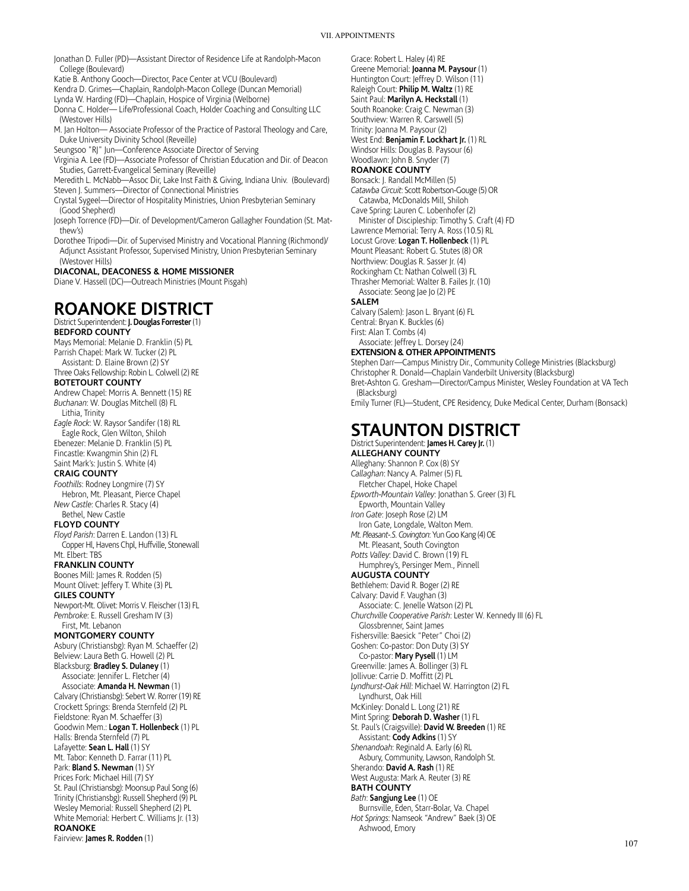Jonathan D. Fuller (PD)—Assistant Director of Residence Life at Randolph-Macon College (Boulevard)
Katie B. Anthony Gooch—Director, Pace Center at VCU (Boulevard)
Kendra D. Grimes—Chaplain, Randolph-Macon College (Duncan Memorial)
Lynda W. Harding (FD)—Chaplain, Hospice of Virginia (Welborne)
Donna C. Holder— Life/Professional Coach, Holder Coaching and Consulting LLC (Westover Hills)
M. Jan Holton— Associate Professor of the Practice of Pastoral Theology and Care, Duke University Divinity School (Reveille)
Seungsoo "RJ" Jun—Conference Associate Director of Serving
Virginia A. Lee (FD)—Associate Professor of Christian Education and Dir. of Deacon Studies, Garrett-Evangelical Seminary (Reveille)
Meredith L. McNabb—Assoc Dir, Lake Inst Faith & Giving, Indiana Univ. (Boulevard)
Steven J. Summers—Director of Connectional Ministries
Crystal Sygeel—Director of Hospitality Ministries, Union Presbyterian Seminary (Good Shepherd)
Joseph Torrence (FD)—Dir. of Development/Cameron Gallagher Foundation (St. Matthew's)
Dorothee Tripodi—Dir. of Supervised Ministry and Vocational Planning (Richmond)/ Adjunct Assistant Professor, Supervised Ministry, Union Presbyterian Seminary (Westover Hills)

**DIACONAL, DEACONESS & HOME MISSIONER**

Diane V. Hassell (DC)—Outreach Ministries (Mount Pisgah)

# ROANOKE DISTRICT

District Superintendent: **J. Douglas Forrester** (1)

**BEDFORD COUNTY**

Mays Memorial: Melanie D. Franklin (5) PL
Parrish Chapel: Mark W. Tucker (2) PL
  Assistant: D. Elaine Brown (2) SY
Three Oaks Fellowship: Robin L. Colwell (2) RE

**BOTETOURT COUNTY**

Andrew Chapel: Morris A. Bennett (15) RE
*Buchanan*: W. Douglas Mitchell (8) FL
  Lithia, Trinity
*Eagle Rock*: W. Raysor Sandifer (18) RL
  Eagle Rock, Glen Wilton, Shiloh
Ebenezer: Melanie D. Franklin (5) PL
Fincastle: Kwangmin Shin (2) FL
Saint Mark's: Justin S. White (4)

**CRAIG COUNTY**

*Foothills*: Rodney Longmire (7) SY
  Hebron, Mt. Pleasant, Pierce Chapel
*New Castle*: Charles R. Stacy (4)
  Bethel, New Castle

**FLOYD COUNTY**

*Floyd Parish*: Darren E. Landon (13) FL
  Copper Hl, Havens Chpl, Huffville, Stonewall
Mt. Elbert: TBS

**FRANKLIN COUNTY**

Boones Mill: James R. Rodden (5)
Mount Olivet: Jeffery T. White (3) PL

**GILES COUNTY**

Newport-Mt. Olivet: Morris V. Fleischer (13) FL
*Pembroke*: E. Russell Gresham IV (3)
  First, Mt. Lebanon

**MONTGOMERY COUNTY**

Asbury (Christiansbg): Ryan M. Schaeffer (2)
Belview: Laura Beth G. Howell (2) PL
Blacksburg: **Bradley S. Dulaney** (1)
  Associate: Jennifer L. Fletcher (4)
  Associate: **Amanda H. Newman** (1)
Calvary (Christiansbg): Sebert W. Rorrer (19) RE
Crockett Springs: Brenda Sternfeld (2) PL
Fieldstone: Ryan M. Schaeffer (3)
Goodwin Mem.: **Logan T. Hollenbeck** (1) PL
Halls: Brenda Sternfeld (7) PL
Lafayette: **Sean L. Hall** (1) SY
Mt. Tabor: Kenneth D. Farrar (11) PL
Park: **Bland S. Newman** (1) SY
Prices Fork: Michael Hill (7) SY
St. Paul (Christiansbg): Moonsup Paul Song (6)
Trinity (Christiansbg): Russell Shepherd (9) PL
Wesley Memorial: Russell Shepherd (2) PL
White Memorial: Herbert C. Williams Jr. (13)

**ROANOKE**

Fairview: **James R. Rodden** (1)
Grace: Robert L. Haley (4) RE
Greene Memorial: **Joanna M. Paysour** (1)
Huntington Court: Jeffrey D. Wilson (11)
Raleigh Court: **Philip M. Waltz** (1) RE
Saint Paul: **Marilyn A. Heckstall** (1)
South Roanoke: Craig C. Newman (3)
Southview: Warren R. Carswell (5)
Trinity: Joanna M. Paysour (2)
West End: **Benjamin F. Lockhart Jr.** (1) RL
Windsor Hills: Douglas B. Paysour (6)
Woodlawn: John B. Snyder (7)

**ROANOKE COUNTY**

Bonsack: J. Randall McMillen (5)
*Catawba Circuit*: Scott Robertson-Gouge (5) OR
  Catawba, McDonalds Mill, Shiloh
Cave Spring: Lauren C. Lobenhofer (2)
  Minister of Discipleship: Timothy S. Craft (4) FD
Lawrence Memorial: Terry A. Ross (10.5) RL
Locust Grove: **Logan T. Hollenbeck** (1) PL
Mount Pleasant: Robert G. Stutes (8) OR
Northview: Douglas R. Sasser Jr. (4)
Rockingham Ct: Nathan Colwell (3) FL
Thrasher Memorial: Walter B. Failes Jr. (10)
  Associate: Seong Jae Jo (2) PE

**SALEM**

Calvary (Salem): Jason L. Bryant (6) FL
Central: Bryan K. Buckles (6)
First: Alan T. Combs (4)
  Associate: Jeffrey L. Dorsey (24)

**EXTENSION & OTHER APPOINTMENTS**

Stephen Darr—Campus Ministry Dir., Community College Ministries (Blacksburg)
Christopher R. Donald—Chaplain Vanderbilt University (Blacksburg)
Bret-Ashton G. Gresham—Director/Campus Minister, Wesley Foundation at VA Tech (Blacksburg)
Emily Turner (FL)—Student, CPE Residency, Duke Medical Center, Durham (Bonsack)

# STAUNTON DISTRICT

District Superintendent: **James H. Carey Jr.** (1)

**ALLEGHANY COUNTY**

Alleghany: Shannon P. Cox (8) SY
*Callaghan*: Nancy A. Palmer (5) FL
  Fletcher Chapel, Hoke Chapel
*Epworth-Mountain Valley*: Jonathan S. Greer (3) FL
  Epworth, Mountain Valley
*Iron Gate*: Joseph Rose (2) LM
  Iron Gate, Longdale, Walton Mem.
*Mt. Pleasant-S. Covington*: Yun Goo Kang (4) OE
  Mt. Pleasant, South Covington
*Potts Valley*: David C. Brown (19) FL
  Humphrey's, Persinger Mem., Pinnell

**AUGUSTA COUNTY**

Bethlehem: David R. Boger (2) RE
Calvary: David F. Vaughan (3)
  Associate: C. Jenelle Watson (2) PL
*Churchville Cooperative Parish*: Lester W. Kennedy III (6) FL
  Glossbrenner, Saint James
Fishersville: Baesick "Peter" Choi (2)
Goshen: Co-pastor: Don Duty (3) SY
  Co-pastor: **Mary Pysell** (1) LM
Greenville: James A. Bollinger (3) FL
Jollivue: Carrie D. Moffitt (2) PL
*Lyndhurst-Oak Hill*: Michael W. Harrington (2) FL
  Lyndhurst, Oak Hill
McKinley: Donald L. Long (21) RE
Mint Spring: **Deborah D. Washer** (1) FL
St. Paul's (Craigsville): **David W. Breeden** (1) RE
  Assistant: **Cody Adkins** (1) SY
*Shenandoah*: Reginald A. Early (6) RL
  Asbury, Community, Lawson, Randolph St.
Sherando: **David A. Rash** (1) RE
West Augusta: Mark A. Reuter (3) RE

**BATH COUNTY**

*Bath*: **Sangjung Lee** (1) OE
  Burnsville, Eden, Starr-Bolar, Va. Chapel
*Hot Springs*: Namseok "Andrew" Baek (3) OE
  Ashwood, Emory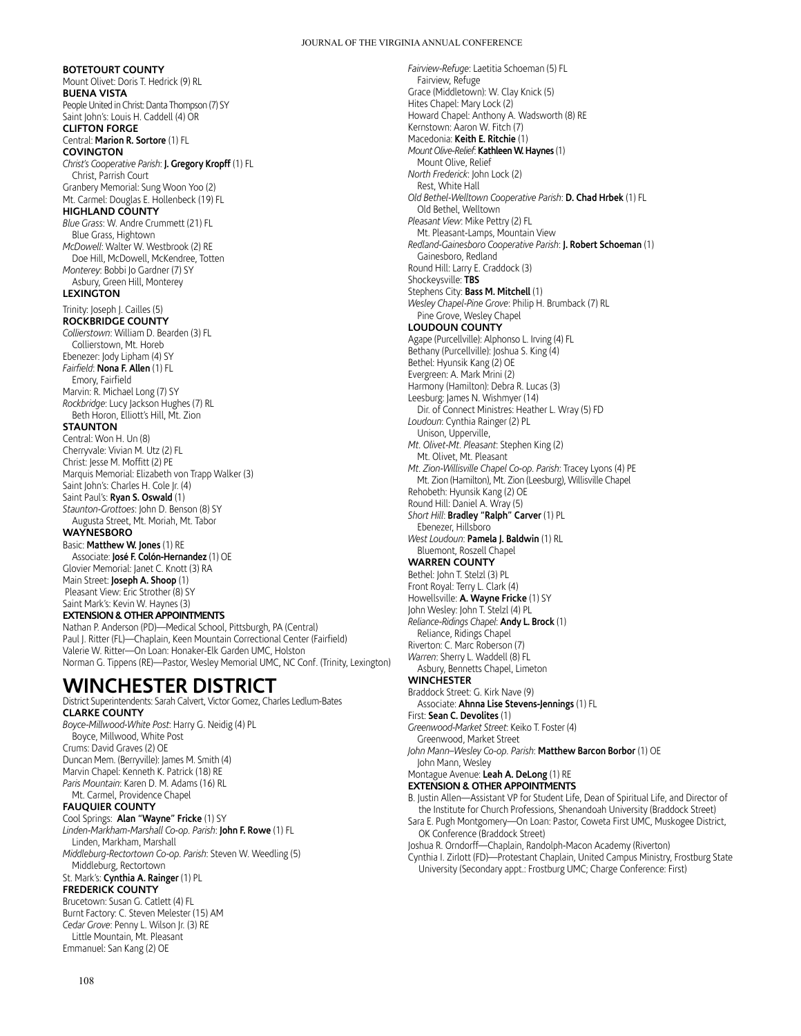**BOTETOURT COUNTY**
Mount Olivet: Doris T. Hedrick (9) RL
**BUENA VISTA**
People United in Christ: Danta Thompson (7) SY
Saint John's: Louis H. Caddell (4) OR
**CLIFTON FORGE**
Central: **Marion R. Sortore** (1) FL
**COVINGTON**
*Christ's Cooperative Parish*: **J. Gregory Kropff** (1) FL
Christ, Parrish Court
Granbery Memorial: Sung Woon Yoo (2)
Mt. Carmel: Douglas E. Hollenbeck (19) FL
**HIGHLAND COUNTY**
*Blue Grass*: W. Andre Crummett (21) FL
Blue Grass, Hightown
*McDowell*: Walter W. Westbrook (2) RE
Doe Hill, McDowell, McKendree, Totten
*Monterey*: Bobbi Jo Gardner (7) SY
Asbury, Green Hill, Monterey
**LEXINGTON**
Trinity: Joseph J. Cailles (5)
**ROCKBRIDGE COUNTY**
*Collierstown*: William D. Bearden (3) FL
Collierstown, Mt. Horeb
Ebenezer: Jody Lipham (4) SY
*Fairfield*: **Nona F. Allen** (1) FL
Emory, Fairfield
Marvin: R. Michael Long (7) SY
*Rockbridge*: Lucy Jackson Hughes (7) RL
Beth Horon, Elliott's Hill, Mt. Zion
**STAUNTON**
Central: Won H. Un (8)
Cherryvale: Vivian M. Utz (2) FL
Christ: Jesse M. Moffitt (2) PE
Marquis Memorial: Elizabeth von Trapp Walker (3)
Saint John's: Charles H. Cole Jr. (4)
Saint Paul's: **Ryan S. Oswald** (1)
*Staunton-Grottoes*: John D. Benson (8) SY
Augusta Street, Mt. Moriah, Mt. Tabor
**WAYNESBORO**
Basic: **Matthew W. Jones** (1) RE
Associate: **José F. Colón-Hernandez** (1) OE
Glovier Memorial: Janet C. Knott (3) RA
Main Street: **Joseph A. Shoop** (1)
Pleasant View: Eric Strother (8) SY
Saint Mark's: Kevin W. Haynes (3)
**EXTENSION & OTHER APPOINTMENTS**
Nathan P. Anderson (PD)—Medical School, Pittsburgh, PA (Central)
Paul J. Ritter (FL)—Chaplain, Keen Mountain Correctional Center (Fairfield)
Valerie W. Ritter—On Loan: Honaker-Elk Garden UMC, Holston
Norman G. Tippens (RE)—Pastor, Wesley Memorial UMC, NC Conf. (Trinity, Lexington)

# WINCHESTER DISTRICT

District Superintendents: Sarah Calvert, Victor Gomez, Charles Ledlum-Bates
**CLARKE COUNTY**
*Boyce-Millwood-White Post*: Harry G. Neidig (4) PL
Boyce, Millwood, White Post
Crums: David Graves (2) OE
Duncan Mem. (Berryville): James M. Smith (4)
Marvin Chapel: Kenneth K. Patrick (18) RE
*Paris Mountain*: Karen D. M. Adams (16) RL
Mt. Carmel, Providence Chapel
**FAUQUIER COUNTY**
Cool Springs: **Alan "Wayne" Fricke** (1) SY
*Linden-Markham-Marshall Co-op. Parish*: **John F. Rowe** (1) FL
Linden, Markham, Marshall
*Middleburg-Rectortown Co-op. Parish*: Steven W. Weedling (5)
Middleburg, Rectortown
St. Mark's: **Cynthia A. Rainger** (1) PL
**FREDERICK COUNTY**
Brucetown: Susan G. Catlett (4) FL
Burnt Factory: C. Steven Melester (15) AM
*Cedar Grove*: Penny L. Wilson Jr. (3) RE
Little Mountain, Mt. Pleasant
Emmanuel: San Kang (2) OE
*Fairview-Refuge*: Laetitia Schoeman (5) FL
Fairview, Refuge
Grace (Middletown): W. Clay Knick (5)
Hites Chapel: Mary Lock (2)
Howard Chapel: Anthony A. Wadsworth (8) RE
Kernstown: Aaron W. Fitch (7)
Macedonia: **Keith E. Ritchie** (1)
*Mount Olive-Relief*: **Kathleen W. Haynes** (1)
Mount Olive, Relief
*North Frederick*: John Lock (2)
Rest, White Hall
*Old Bethel-Welltown Cooperative Parish*: **D. Chad Hrbek** (1) FL
Old Bethel, Welltown
*Pleasant View*: Mike Pettry (2) FL
Mt. Pleasant-Lamps, Mountain View
*Redland-Gainesboro Cooperative Parish*: **J. Robert Schoeman** (1)
Gainesboro, Redland
Round Hill: Larry E. Craddock (3)
Shockeysville: **TBS**
Stephens City: **Bass M. Mitchell** (1)
*Wesley Chapel-Pine Grove*: Philip H. Brumback (7) RL
Pine Grove, Wesley Chapel
**LOUDOUN COUNTY**
Agape (Purcellville): Alphonso L. Irving (4) FL
Bethany (Purcellville): Joshua S. King (4)
Bethel: Hyunsik Kang (2) OE
Evergreen: A. Mark Mrini (2)
Harmony (Hamilton): Debra R. Lucas (3)
Leesburg: James N. Wishmyer (14)
Dir. of Connect Ministres: Heather L. Wray (5) FD
*Loudoun*: Cynthia Rainger (2) PL
Unison, Upperville,
*Mt. Olivet-Mt. Pleasant*: Stephen King (2)
Mt. Olivet, Mt. Pleasant
*Mt. Zion-Willisville Chapel Co-op. Parish*: Tracey Lyons (4) PE
Mt. Zion (Hamilton), Mt. Zion (Leesburg), Willisville Chapel
Rehobeth: Hyunsik Kang (2) OE
Round Hill: Daniel A. Wray (5)
*Short Hill*: **Bradley "Ralph" Carver** (1) PL
Ebenezer, Hillsboro
*West Loudoun*: **Pamela J. Baldwin** (1) RL
Bluemont, Roszell Chapel
**WARREN COUNTY**
Bethel: John T. Stelzl (3) PL
Front Royal: Terry L. Clark (4)
Howellsville: **A. Wayne Fricke** (1) SY
John Wesley: John T. Stelzl (4) PL
*Reliance-Ridings Chapel*: **Andy L. Brock** (1)
Reliance, Ridings Chapel
Riverton: C. Marc Roberson (7)
*Warren*: Sherry L. Waddell (8) FL
Asbury, Bennetts Chapel, Limeton
**WINCHESTER**
Braddock Street: G. Kirk Nave (9)
Associate: **Ahnna Lise Stevens-Jennings** (1) FL
First: **Sean C. Devolites** (1)
*Greenwood-Market Street*: Keiko T. Foster (4)
Greenwood, Market Street
*John Mann–Wesley Co-op. Parish*: **Matthew Barcon Borbor** (1) OE
John Mann, Wesley
Montague Avenue: **Leah A. DeLong** (1) RE
**EXTENSION & OTHER APPOINTMENTS**
B. Justin Allen—Assistant VP for Student Life, Dean of Spiritual Life, and Director of the Institute for Church Professions, Shenandoah University (Braddock Street)
Sara E. Pugh Montgomery—On Loan: Pastor, Coweta First UMC, Muskogee District, OK Conference (Braddock Street)
Joshua R. Orndorff—Chaplain, Randolph-Macon Academy (Riverton)
Cynthia I. Zirlott (FD)—Protestant Chaplain, United Campus Ministry, Frostburg State University (Secondary appt.: Frostburg UMC; Charge Conference: First)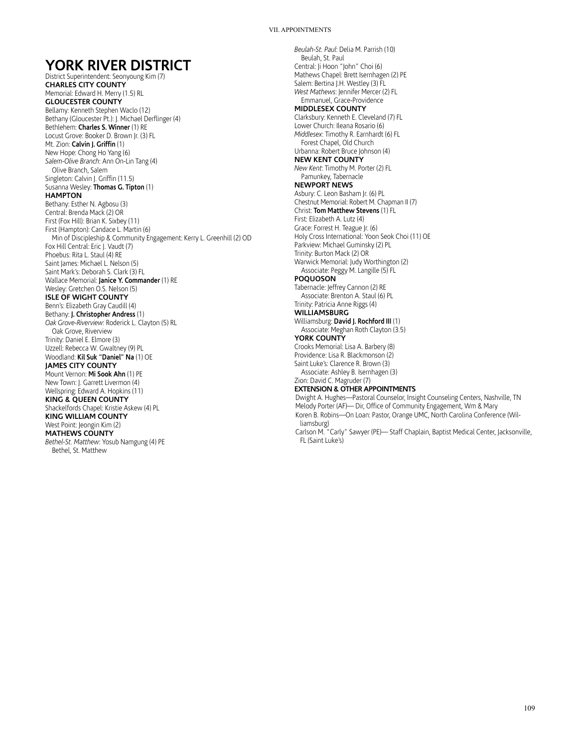# YORK RIVER DISTRICT

District Superintendent: Seonyoung Kim (7)

**CHARLES CITY COUNTY**

Memorial: Edward H. Merry (1.5) RL

**GLOUCESTER COUNTY**

Bellamy: Kenneth Stephen Waclo (12)
Bethany (Gloucester Pt.): J. Michael Derflinger (4)
Bethlehem: **Charles S. Winner** (1) RE
Locust Grove: Booker D. Brown Jr. (3) FL
Mt. Zion: **Calvin J. Griffin** (1)
New Hope: Chong Ho Yang (6)
*Salem-Olive Branch*: Ann On-Lin Tang (4)
  Olive Branch, Salem
Singleton: Calvin J. Griffin (11.5)
Susanna Wesley: **Thomas G. Tipton** (1)

**HAMPTON**

Bethany: Esther N. Agbosu (3)
Central: Brenda Mack (2) OR
First (Fox Hill): Brian K. Sixbey (11)
First (Hampton): Candace L. Martin (6)
  Min of Discipleship & Community Engagement: Kerry L. Greenhill (2) OD
Fox Hill Central: Eric J. Vaudt (7)
Phoebus: Rita L. Staul (4) RE
Saint James: Michael L. Nelson (5)
Saint Mark's: Deborah S. Clark (3) FL
Wallace Memorial: **Janice Y. Commander** (1) RE
Wesley: Gretchen O.S. Nelson (5)

**ISLE OF WIGHT COUNTY**

Benn's: Elizabeth Gray Caudill (4)
Bethany: **J. Christopher Andress** (1)
*Oak Grove-Riverview*: Roderick L. Clayton (5) RL
  Oak Grove, Riverview
Trinity: Daniel E. Elmore (3)
Uzzell: Rebecca W. Gwaltney (9) PL
Woodland: **Kil Suk "Daniel" Na** (1) OE

**JAMES CITY COUNTY**

Mount Vernon: **Mi Sook Ahn** (1) PE
New Town: J. Garrett Livermon (4)
Wellspring: Edward A. Hopkins (11)

**KING & QUEEN COUNTY**

Shackelfords Chapel: Kristie Askew (4) PL

**KING WILLIAM COUNTY**

West Point: Jeongin Kim (2)

**MATHEWS COUNTY**

*Bethel-St. Matthew*: Yosub Namgung (4) PE
  Bethel, St. Matthew
*Beulah-St. Paul*: Delia M. Parrish (10)
  Beulah, St. Paul
Central: Ji Hoon "John" Choi (6)
Mathews Chapel: Brett Isernhagen (2) PE
Salem: Bertina J.H. Westley (3) FL
*West Mathews*: Jennifer Mercer (2) FL
  Emmanuel, Grace-Providence

**MIDDLESEX COUNTY**

Clarksbury: Kenneth E. Cleveland (7) FL
Lower Church: Ileana Rosario (6)
*Middlesex*: Timothy R. Earnhardt (6) FL
  Forest Chapel, Old Church
Urbanna: Robert Bruce Johnson (4)

**NEW KENT COUNTY**

*New Kent*: Timothy M. Porter (2) FL
  Pamunkey, Tabernacle

**NEWPORT NEWS**

Asbury: C. Leon Basham Jr. (6) PL
Chestnut Memorial: Robert M. Chapman II (7)
Christ: **Tom Matthew Stevens** (1) FL
First: Elizabeth A. Lutz (4)
Grace: Forrest H. Teague Jr. (6)
Holy Cross International: Yoon Seok Choi (11) OE
Parkview: Michael Guminsky (2) PL
Trinity: Burton Mack (2) OR
Warwick Memorial: Judy Worthington (2)
  Associate: Peggy M. Langille (5) FL

**POQUOSON**

Tabernacle: Jeffrey Cannon (2) RE
  Associate: Brenton A. Staul (6) PL
Trinity: Patricia Anne Riggs (4)

**WILLIAMSBURG**

Williamsburg: **David J. Rochford III** (1)
  Associate: Meghan Roth Clayton (3.5)

**YORK COUNTY**

Crooks Memorial: Lisa A. Barbery (8)
Providence: Lisa R. Blackmonson (2)
Saint Luke's: Clarence R. Brown (3)
  Associate: Ashley B. Isernhagen (3)
Zion: David C. Magruder (7)

**EXTENSION & OTHER APPOINTMENTS**

Dwight A. Hughes—Pastoral Counselor, Insight Counseling Centers, Nashville, TN
Melody Porter (AF)— Dir, Office of Community Engagement, Wm & Mary
Koren B. Robins—On Loan: Pastor, Orange UMC, North Carolina Conference (Williamsburg)
Carlson M. "Carly" Sawyer (PE)— Staff Chaplain, Baptist Medical Center, Jacksonville, FL (Saint Luke's)